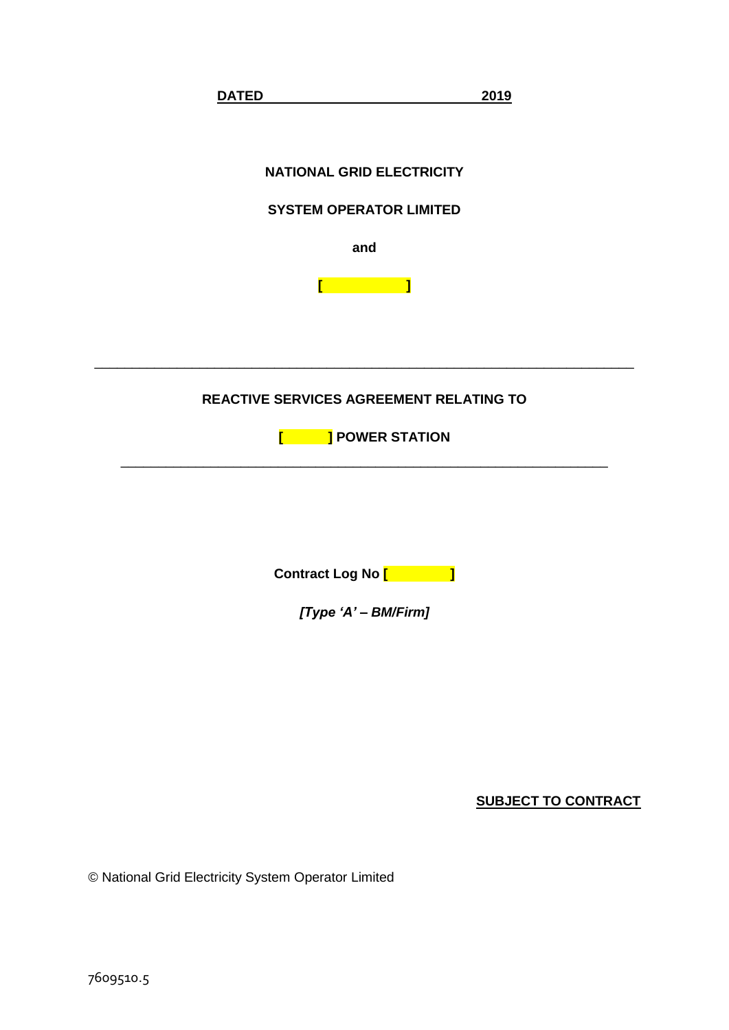**DATED 2019**

**NATIONAL GRID ELECTRICITY**

**SYSTEM OPERATOR LIMITED**

**and**

**[ ]**

---

**REACTIVE SERVICES AGREEMENT RELATING TO**

**[ ] POWER STATION**

---

**Contract Log No [ ]**

***[Type 'A' – BM/Firm]***

**SUBJECT TO CONTRACT**

© National Grid Electricity System Operator Limited

7609510.5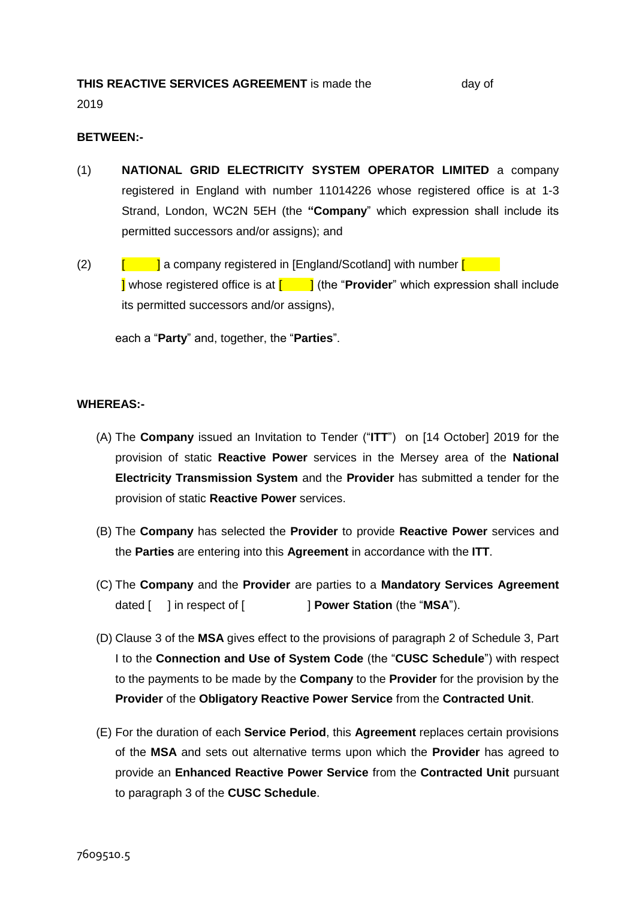**THIS REACTIVE SERVICES AGREEMENT** is made the day of 2019

**BETWEEN:-**

(1) **NATIONAL GRID ELECTRICITY SYSTEM OPERATOR LIMITED** a company registered in England with number 11014226 whose registered office is at 1-3 Strand, London, WC2N 5EH (the **"Company**" which expression shall include its permitted successors and/or assigns); and

(2) [ ] a company registered in [England/Scotland] with number [ ] whose registered office is at [ ] (the "**Provider**" which expression shall include its permitted successors and/or assigns),

each a "**Party**" and, together, the "**Parties**".

**WHEREAS:-**

(A) The **Company** issued an Invitation to Tender ("**ITT**") on [14 October] 2019 for the provision of static **Reactive Power** services in the Mersey area of the **National Electricity Transmission System** and the **Provider** has submitted a tender for the provision of static **Reactive Power** services.

(B) The **Company** has selected the **Provider** to provide **Reactive Power** services and the **Parties** are entering into this **Agreement** in accordance with the **ITT**.

(C) The **Company** and the **Provider** are parties to a **Mandatory Services Agreement** dated [ ] in respect of [ ] **Power Station** (the "**MSA**").

(D) Clause 3 of the **MSA** gives effect to the provisions of paragraph 2 of Schedule 3, Part I to the **Connection and Use of System Code** (the "**CUSC Schedule**") with respect to the payments to be made by the **Company** to the **Provider** for the provision by the **Provider** of the **Obligatory Reactive Power Service** from the **Contracted Unit**.

(E) For the duration of each **Service Period**, this **Agreement** replaces certain provisions of the **MSA** and sets out alternative terms upon which the **Provider** has agreed to provide an **Enhanced Reactive Power Service** from the **Contracted Unit** pursuant to paragraph 3 of the **CUSC Schedule**.

7609510.5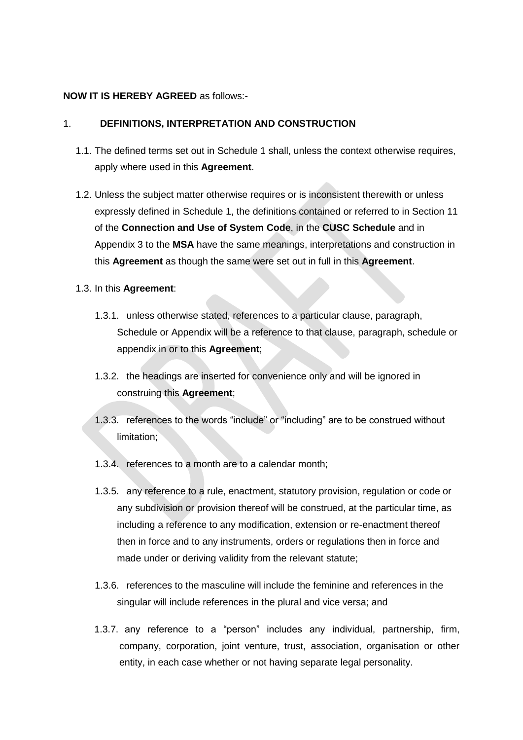**NOW IT IS HEREBY AGREED** as follows:-

## 1. DEFINITIONS, INTERPRETATION AND CONSTRUCTION

1.1. The defined terms set out in Schedule 1 shall, unless the context otherwise requires, apply where used in this **Agreement**.

1.2. Unless the subject matter otherwise requires or is inconsistent therewith or unless expressly defined in Schedule 1, the definitions contained or referred to in Section 11 of the **Connection and Use of System Code**, in the **CUSC Schedule** and in Appendix 3 to the **MSA** have the same meanings, interpretations and construction in this **Agreement** as though the same were set out in full in this **Agreement**.

1.3. In this **Agreement**:

1.3.1. unless otherwise stated, references to a particular clause, paragraph, Schedule or Appendix will be a reference to that clause, paragraph, schedule or appendix in or to this **Agreement**;

1.3.2. the headings are inserted for convenience only and will be ignored in construing this **Agreement**;

1.3.3. references to the words "include" or "including" are to be construed without limitation;

1.3.4. references to a month are to a calendar month;

1.3.5. any reference to a rule, enactment, statutory provision, regulation or code or any subdivision or provision thereof will be construed, at the particular time, as including a reference to any modification, extension or re-enactment thereof then in force and to any instruments, orders or regulations then in force and made under or deriving validity from the relevant statute;

1.3.6. references to the masculine will include the feminine and references in the singular will include references in the plural and vice versa; and

1.3.7. any reference to a "person" includes any individual, partnership, firm, company, corporation, joint venture, trust, association, organisation or other entity, in each case whether or not having separate legal personality.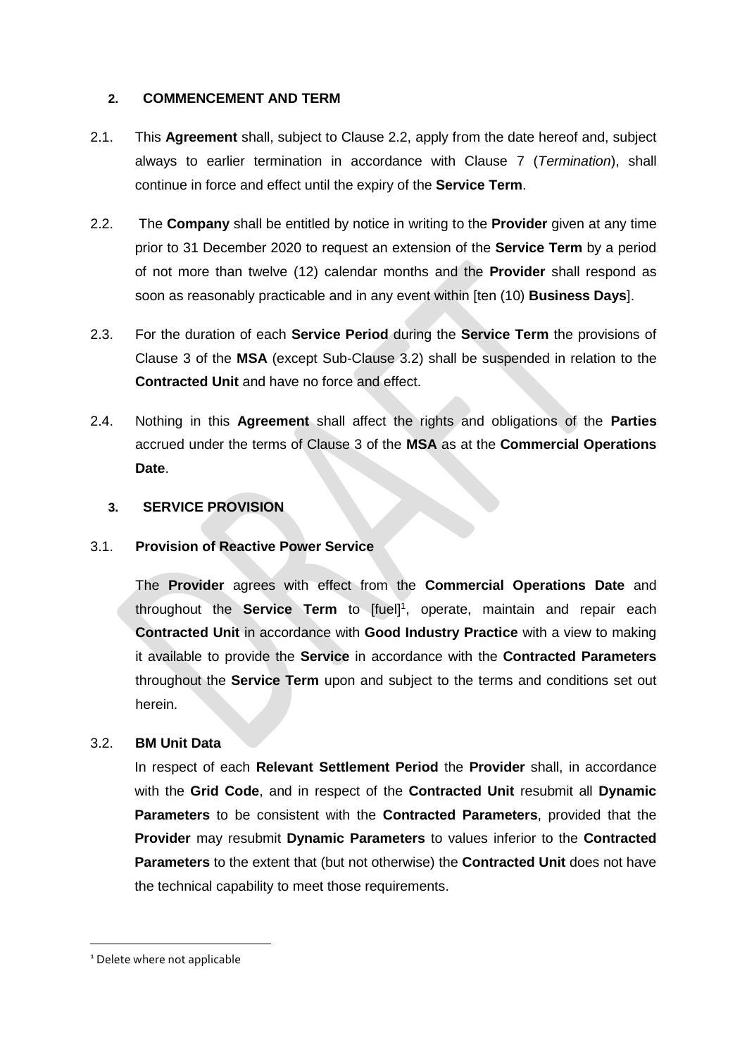## 2. COMMENCEMENT AND TERM

2.1. This **Agreement** shall, subject to Clause 2.2, apply from the date hereof and, subject always to earlier termination in accordance with Clause 7 (*Termination*), shall continue in force and effect until the expiry of the **Service Term**.

2.2. The **Company** shall be entitled by notice in writing to the **Provider** given at any time prior to 31 December 2020 to request an extension of the **Service Term** by a period of not more than twelve (12) calendar months and the **Provider** shall respond as soon as reasonably practicable and in any event within [ten (10) **Business Days**].

2.3. For the duration of each **Service Period** during the **Service Term** the provisions of Clause 3 of the **MSA** (except Sub-Clause 3.2) shall be suspended in relation to the **Contracted Unit** and have no force and effect.

2.4. Nothing in this **Agreement** shall affect the rights and obligations of the **Parties** accrued under the terms of Clause 3 of the **MSA** as at the **Commercial Operations Date**.

## 3. SERVICE PROVISION

### 3.1. Provision of Reactive Power Service

The **Provider** agrees with effect from the **Commercial Operations Date** and throughout the **Service Term** to [fuel][1], operate, maintain and repair each **Contracted Unit** in accordance with **Good Industry Practice** with a view to making it available to provide the **Service** in accordance with the **Contracted Parameters** throughout the **Service Term** upon and subject to the terms and conditions set out herein.

### 3.2. BM Unit Data

In respect of each **Relevant Settlement Period** the **Provider** shall, in accordance with the **Grid Code**, and in respect of the **Contracted Unit** resubmit all **Dynamic Parameters** to be consistent with the **Contracted Parameters**, provided that the **Provider** may resubmit **Dynamic Parameters** to values inferior to the **Contracted Parameters** to the extent that (but not otherwise) the **Contracted Unit** does not have the technical capability to meet those requirements.

---

[1] Delete where not applicable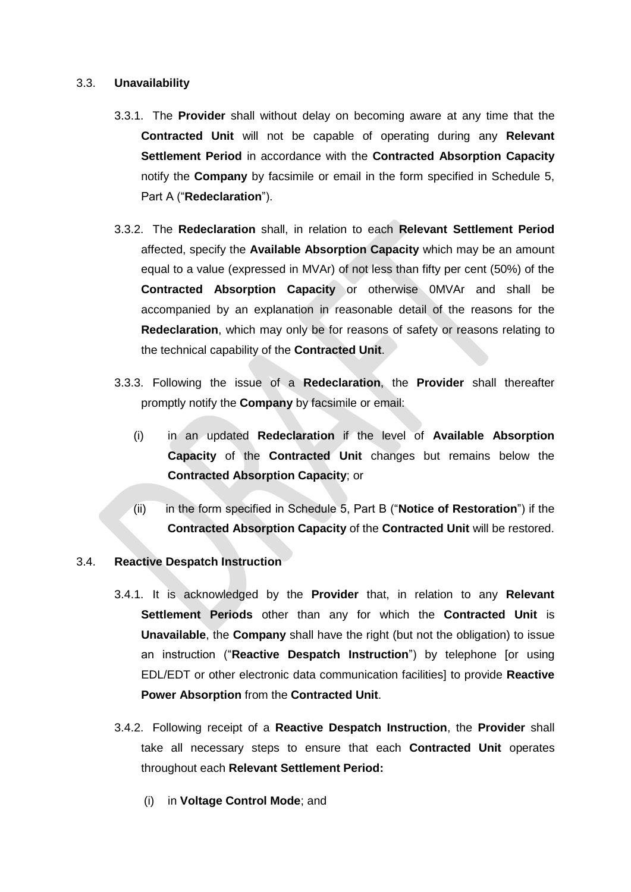### 3.3. **Unavailability**

3.3.1. The **Provider** shall without delay on becoming aware at any time that the **Contracted Unit** will not be capable of operating during any **Relevant Settlement Period** in accordance with the **Contracted Absorption Capacity** notify the **Company** by facsimile or email in the form specified in Schedule 5, Part A ("**Redeclaration**").

3.3.2. The **Redeclaration** shall, in relation to each **Relevant Settlement Period** affected, specify the **Available Absorption Capacity** which may be an amount equal to a value (expressed in MVAr) of not less than fifty per cent (50%) of the **Contracted Absorption Capacity** or otherwise 0MVAr and shall be accompanied by an explanation in reasonable detail of the reasons for the **Redeclaration**, which may only be for reasons of safety or reasons relating to the technical capability of the **Contracted Unit**.

3.3.3. Following the issue of a **Redeclaration**, the **Provider** shall thereafter promptly notify the **Company** by facsimile or email:

(i) in an updated **Redeclaration** if the level of **Available Absorption Capacity** of the **Contracted Unit** changes but remains below the **Contracted Absorption Capacity**; or

(ii) in the form specified in Schedule 5, Part B ("**Notice of Restoration**") if the **Contracted Absorption Capacity** of the **Contracted Unit** will be restored.

### 3.4. **Reactive Despatch Instruction**

3.4.1. It is acknowledged by the **Provider** that, in relation to any **Relevant Settlement Periods** other than any for which the **Contracted Unit** is **Unavailable**, the **Company** shall have the right (but not the obligation) to issue an instruction ("**Reactive Despatch Instruction**") by telephone [or using EDL/EDT or other electronic data communication facilities] to provide **Reactive Power Absorption** from the **Contracted Unit**.

3.4.2. Following receipt of a **Reactive Despatch Instruction**, the **Provider** shall take all necessary steps to ensure that each **Contracted Unit** operates throughout each **Relevant Settlement Period:**

(i) in **Voltage Control Mode**; and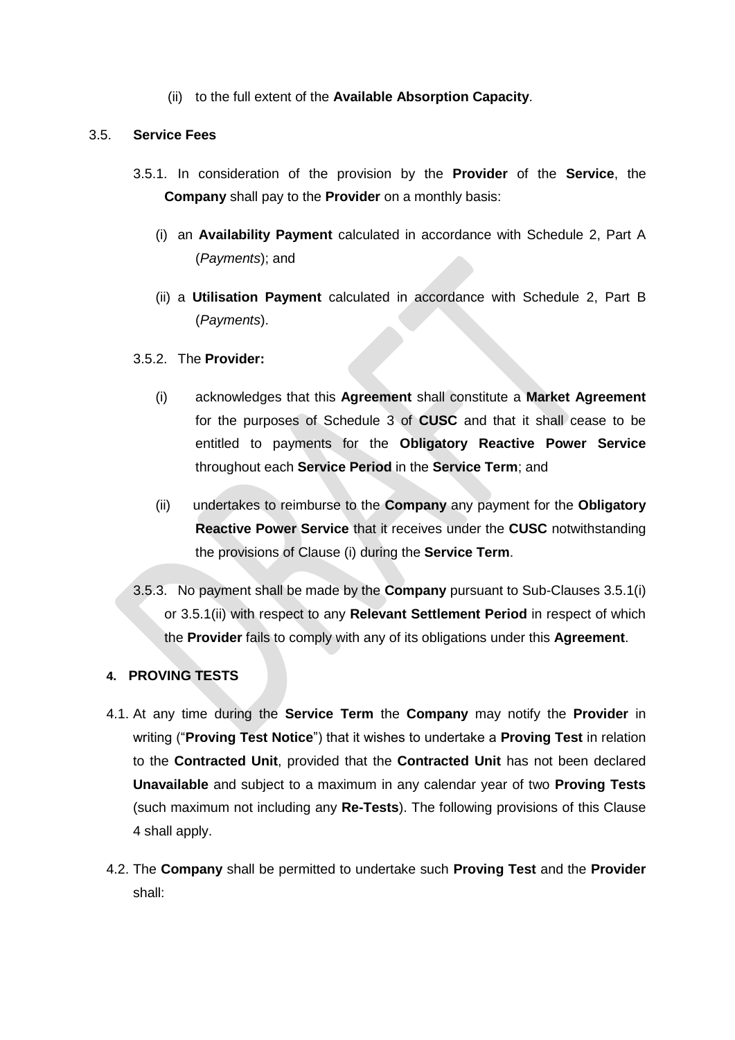(ii) to the full extent of the **Available Absorption Capacity**.

3.5. **Service Fees**

3.5.1. In consideration of the provision by the **Provider** of the **Service**, the **Company** shall pay to the **Provider** on a monthly basis:

(i) an **Availability Payment** calculated in accordance with Schedule 2, Part A (*Payments*); and

(ii) a **Utilisation Payment** calculated in accordance with Schedule 2, Part B (*Payments*).

3.5.2. The **Provider:**

(i) acknowledges that this **Agreement** shall constitute a **Market Agreement** for the purposes of Schedule 3 of **CUSC** and that it shall cease to be entitled to payments for the **Obligatory Reactive Power Service** throughout each **Service Period** in the **Service Term**; and

(ii) undertakes to reimburse to the **Company** any payment for the **Obligatory Reactive Power Service** that it receives under the **CUSC** notwithstanding the provisions of Clause (i) during the **Service Term**.

3.5.3. No payment shall be made by the **Company** pursuant to Sub-Clauses 3.5.1(i) or 3.5.1(ii) with respect to any **Relevant Settlement Period** in respect of which the **Provider** fails to comply with any of its obligations under this **Agreement**.

**4. PROVING TESTS**

4.1. At any time during the **Service Term** the **Company** may notify the **Provider** in writing ("**Proving Test Notice**") that it wishes to undertake a **Proving Test** in relation to the **Contracted Unit**, provided that the **Contracted Unit** has not been declared **Unavailable** and subject to a maximum in any calendar year of two **Proving Tests** (such maximum not including any **Re-Tests**). The following provisions of this Clause 4 shall apply.

4.2. The **Company** shall be permitted to undertake such **Proving Test** and the **Provider** shall: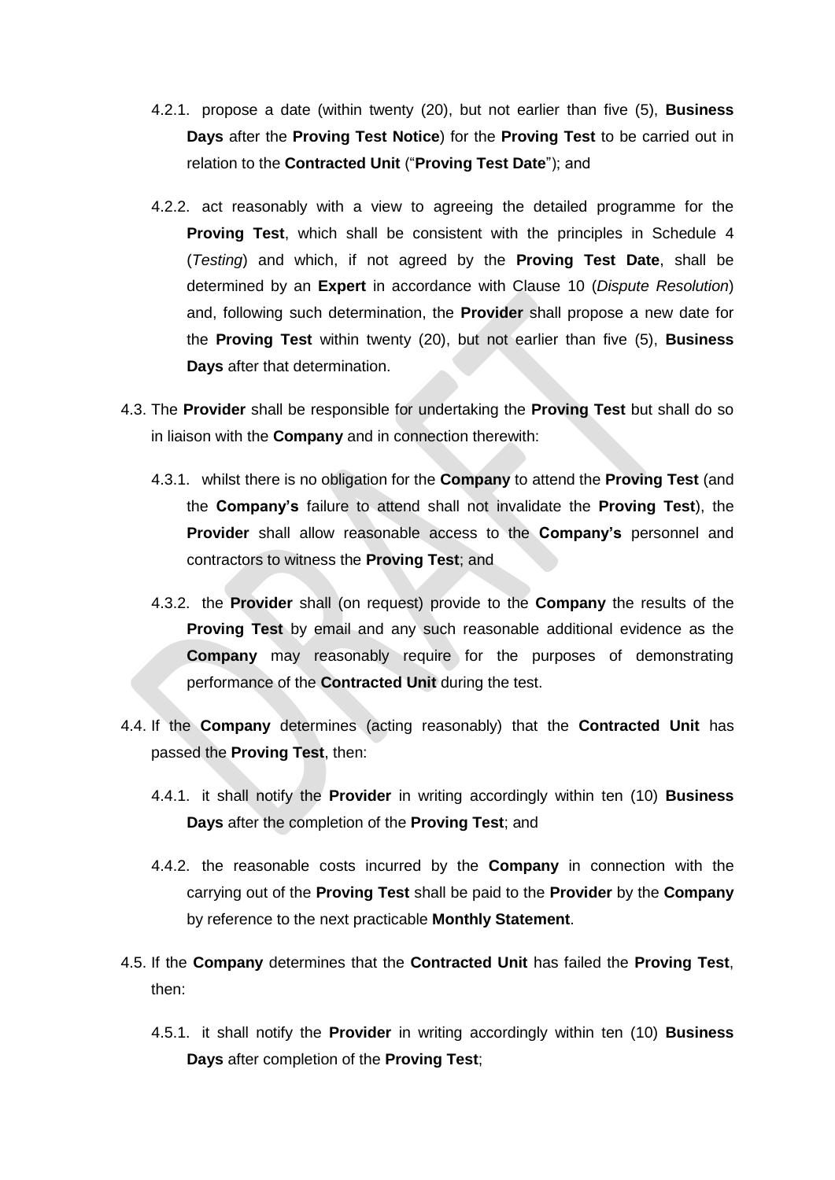4.2.1. propose a date (within twenty (20), but not earlier than five (5), **Business Days** after the **Proving Test Notice**) for the **Proving Test** to be carried out in relation to the **Contracted Unit** ("**Proving Test Date**"); and

4.2.2. act reasonably with a view to agreeing the detailed programme for the **Proving Test**, which shall be consistent with the principles in Schedule 4 (*Testing*) and which, if not agreed by the **Proving Test Date**, shall be determined by an **Expert** in accordance with Clause 10 (*Dispute Resolution*) and, following such determination, the **Provider** shall propose a new date for the **Proving Test** within twenty (20), but not earlier than five (5), **Business Days** after that determination.

4.3. The **Provider** shall be responsible for undertaking the **Proving Test** but shall do so in liaison with the **Company** and in connection therewith:

4.3.1. whilst there is no obligation for the **Company** to attend the **Proving Test** (and the **Company's** failure to attend shall not invalidate the **Proving Test**), the **Provider** shall allow reasonable access to the **Company's** personnel and contractors to witness the **Proving Test**; and

4.3.2. the **Provider** shall (on request) provide to the **Company** the results of the **Proving Test** by email and any such reasonable additional evidence as the **Company** may reasonably require for the purposes of demonstrating performance of the **Contracted Unit** during the test.

4.4. If the **Company** determines (acting reasonably) that the **Contracted Unit** has passed the **Proving Test**, then:

4.4.1. it shall notify the **Provider** in writing accordingly within ten (10) **Business Days** after the completion of the **Proving Test**; and

4.4.2. the reasonable costs incurred by the **Company** in connection with the carrying out of the **Proving Test** shall be paid to the **Provider** by the **Company** by reference to the next practicable **Monthly Statement**.

4.5. If the **Company** determines that the **Contracted Unit** has failed the **Proving Test**, then:

4.5.1. it shall notify the **Provider** in writing accordingly within ten (10) **Business Days** after completion of the **Proving Test**;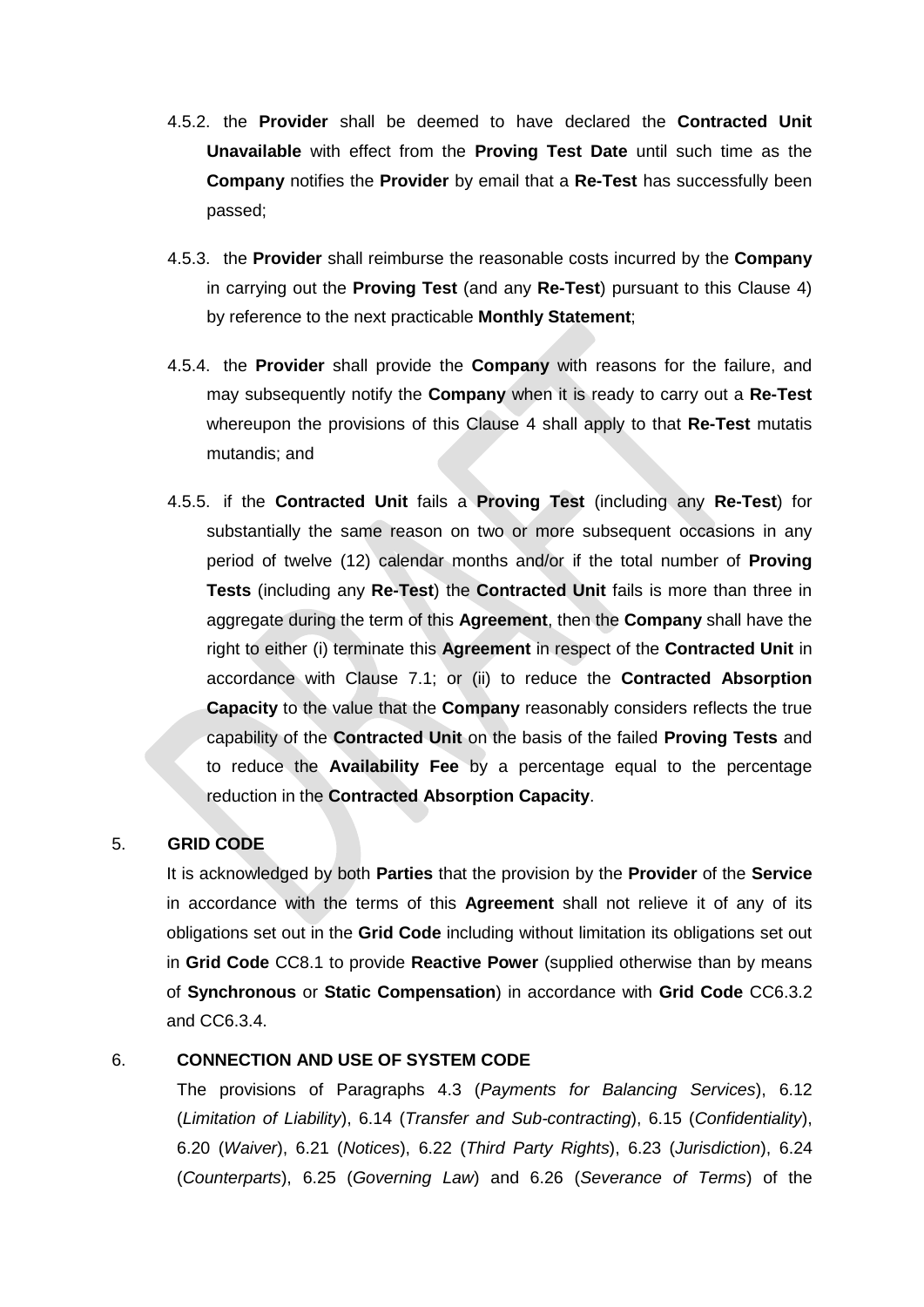4.5.2. the **Provider** shall be deemed to have declared the **Contracted Unit Unavailable** with effect from the **Proving Test Date** until such time as the **Company** notifies the **Provider** by email that a **Re-Test** has successfully been passed;

4.5.3. the **Provider** shall reimburse the reasonable costs incurred by the **Company** in carrying out the **Proving Test** (and any **Re-Test**) pursuant to this Clause 4) by reference to the next practicable **Monthly Statement**;

4.5.4. the **Provider** shall provide the **Company** with reasons for the failure, and may subsequently notify the **Company** when it is ready to carry out a **Re-Test** whereupon the provisions of this Clause 4 shall apply to that **Re-Test** mutatis mutandis; and

4.5.5. if the **Contracted Unit** fails a **Proving Test** (including any **Re-Test**) for substantially the same reason on two or more subsequent occasions in any period of twelve (12) calendar months and/or if the total number of **Proving Tests** (including any **Re-Test**) the **Contracted Unit** fails is more than three in aggregate during the term of this **Agreement**, then the **Company** shall have the right to either (i) terminate this **Agreement** in respect of the **Contracted Unit** in accordance with Clause 7.1; or (ii) to reduce the **Contracted Absorption Capacity** to the value that the **Company** reasonably considers reflects the true capability of the **Contracted Unit** on the basis of the failed **Proving Tests** and to reduce the **Availability Fee** by a percentage equal to the percentage reduction in the **Contracted Absorption Capacity**.

## 5. GRID CODE

It is acknowledged by both **Parties** that the provision by the **Provider** of the **Service** in accordance with the terms of this **Agreement** shall not relieve it of any of its obligations set out in the **Grid Code** including without limitation its obligations set out in **Grid Code** CC8.1 to provide **Reactive Power** (supplied otherwise than by means of **Synchronous** or **Static Compensation**) in accordance with **Grid Code** CC6.3.2 and CC6.3.4.

## 6. CONNECTION AND USE OF SYSTEM CODE

The provisions of Paragraphs 4.3 (*Payments for Balancing Services*), 6.12 (*Limitation of Liability*), 6.14 (*Transfer and Sub-contracting*), 6.15 (*Confidentiality*), 6.20 (*Waiver*), 6.21 (*Notices*), 6.22 (*Third Party Rights*), 6.23 (*Jurisdiction*), 6.24 (*Counterparts*), 6.25 (*Governing Law*) and 6.26 (*Severance of Terms*) of the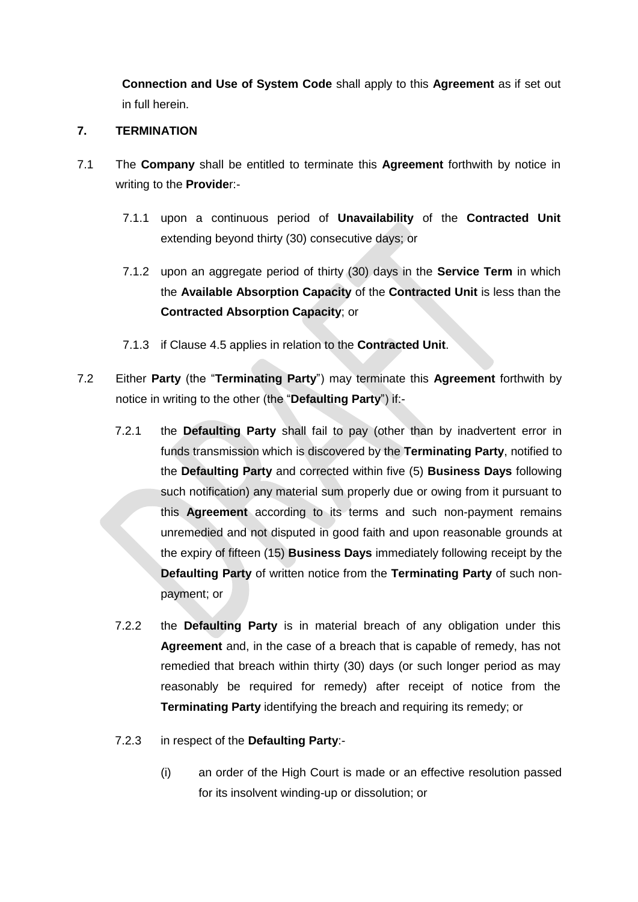**Connection and Use of System Code** shall apply to this **Agreement** as if set out in full herein.

## 7. TERMINATION

7.1 The **Company** shall be entitled to terminate this **Agreement** forthwith by notice in writing to the **Provide**r:-

7.1.1 upon a continuous period of **Unavailability** of the **Contracted Unit** extending beyond thirty (30) consecutive days; or

7.1.2 upon an aggregate period of thirty (30) days in the **Service Term** in which the **Available Absorption Capacity** of the **Contracted Unit** is less than the **Contracted Absorption Capacity**; or

7.1.3 if Clause 4.5 applies in relation to the **Contracted Unit**.

7.2 Either **Party** (the "**Terminating Party**") may terminate this **Agreement** forthwith by notice in writing to the other (the "**Defaulting Party**") if:-

7.2.1 the **Defaulting Party** shall fail to pay (other than by inadvertent error in funds transmission which is discovered by the **Terminating Party**, notified to the **Defaulting Party** and corrected within five (5) **Business Days** following such notification) any material sum properly due or owing from it pursuant to this **Agreement** according to its terms and such non-payment remains unremedied and not disputed in good faith and upon reasonable grounds at the expiry of fifteen (15) **Business Days** immediately following receipt by the **Defaulting Party** of written notice from the **Terminating Party** of such non-payment; or

7.2.2 the **Defaulting Party** is in material breach of any obligation under this **Agreement** and, in the case of a breach that is capable of remedy, has not remedied that breach within thirty (30) days (or such longer period as may reasonably be required for remedy) after receipt of notice from the **Terminating Party** identifying the breach and requiring its remedy; or

7.2.3 in respect of the **Defaulting Party**:-

(i) an order of the High Court is made or an effective resolution passed for its insolvent winding-up or dissolution; or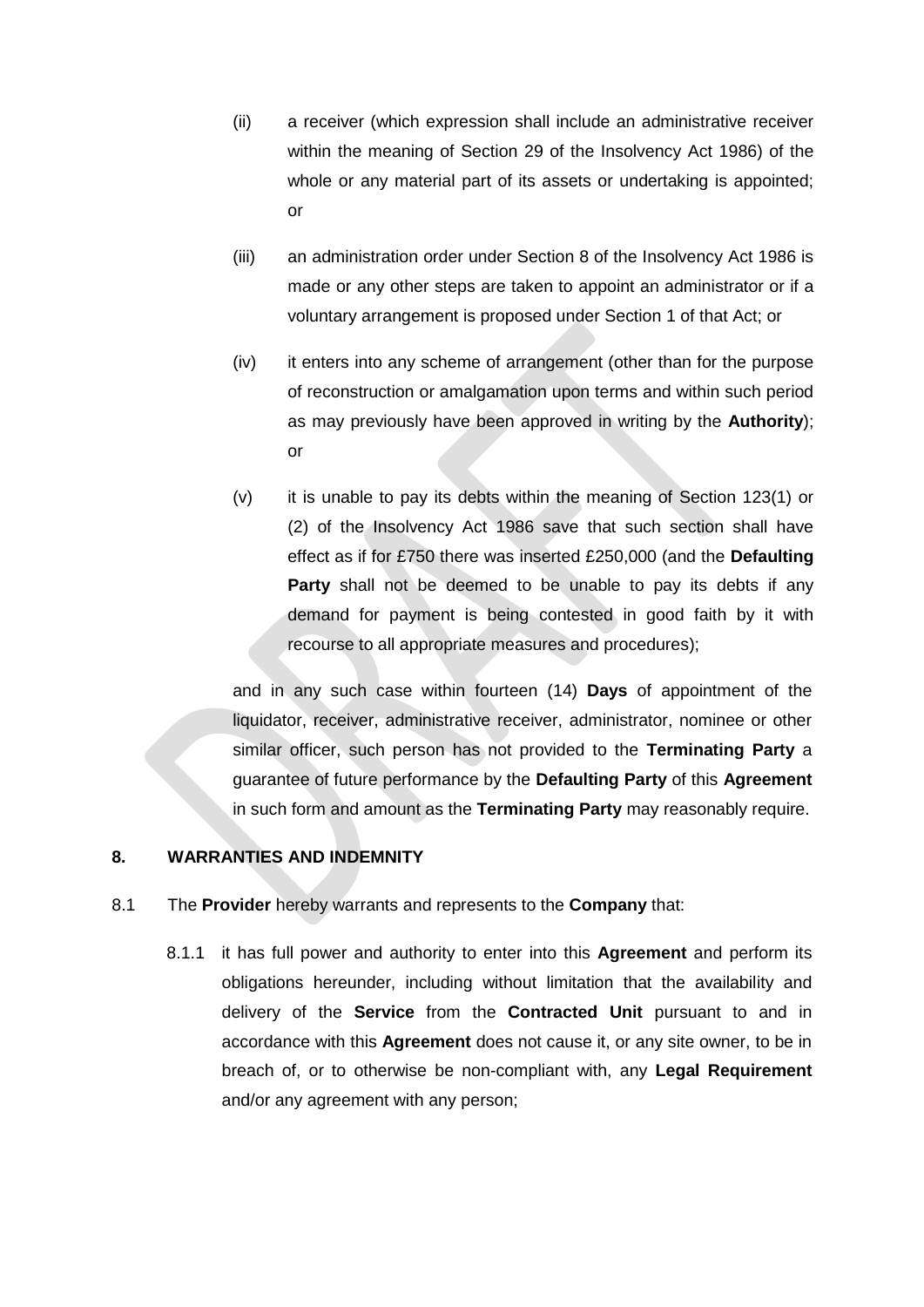(ii) a receiver (which expression shall include an administrative receiver within the meaning of Section 29 of the Insolvency Act 1986) of the whole or any material part of its assets or undertaking is appointed; or

(iii) an administration order under Section 8 of the Insolvency Act 1986 is made or any other steps are taken to appoint an administrator or if a voluntary arrangement is proposed under Section 1 of that Act; or

(iv) it enters into any scheme of arrangement (other than for the purpose of reconstruction or amalgamation upon terms and within such period as may previously have been approved in writing by the **Authority**); or

(v) it is unable to pay its debts within the meaning of Section 123(1) or (2) of the Insolvency Act 1986 save that such section shall have effect as if for £750 there was inserted £250,000 (and the **Defaulting Party** shall not be deemed to be unable to pay its debts if any demand for payment is being contested in good faith by it with recourse to all appropriate measures and procedures);

and in any such case within fourteen (14) **Days** of appointment of the liquidator, receiver, administrative receiver, administrator, nominee or other similar officer, such person has not provided to the **Terminating Party** a guarantee of future performance by the **Defaulting Party** of this **Agreement** in such form and amount as the **Terminating Party** may reasonably require.

## 8. WARRANTIES AND INDEMNITY

8.1 The **Provider** hereby warrants and represents to the **Company** that:

8.1.1 it has full power and authority to enter into this **Agreement** and perform its obligations hereunder, including without limitation that the availability and delivery of the **Service** from the **Contracted Unit** pursuant to and in accordance with this **Agreement** does not cause it, or any site owner, to be in breach of, or to otherwise be non-compliant with, any **Legal Requirement** and/or any agreement with any person;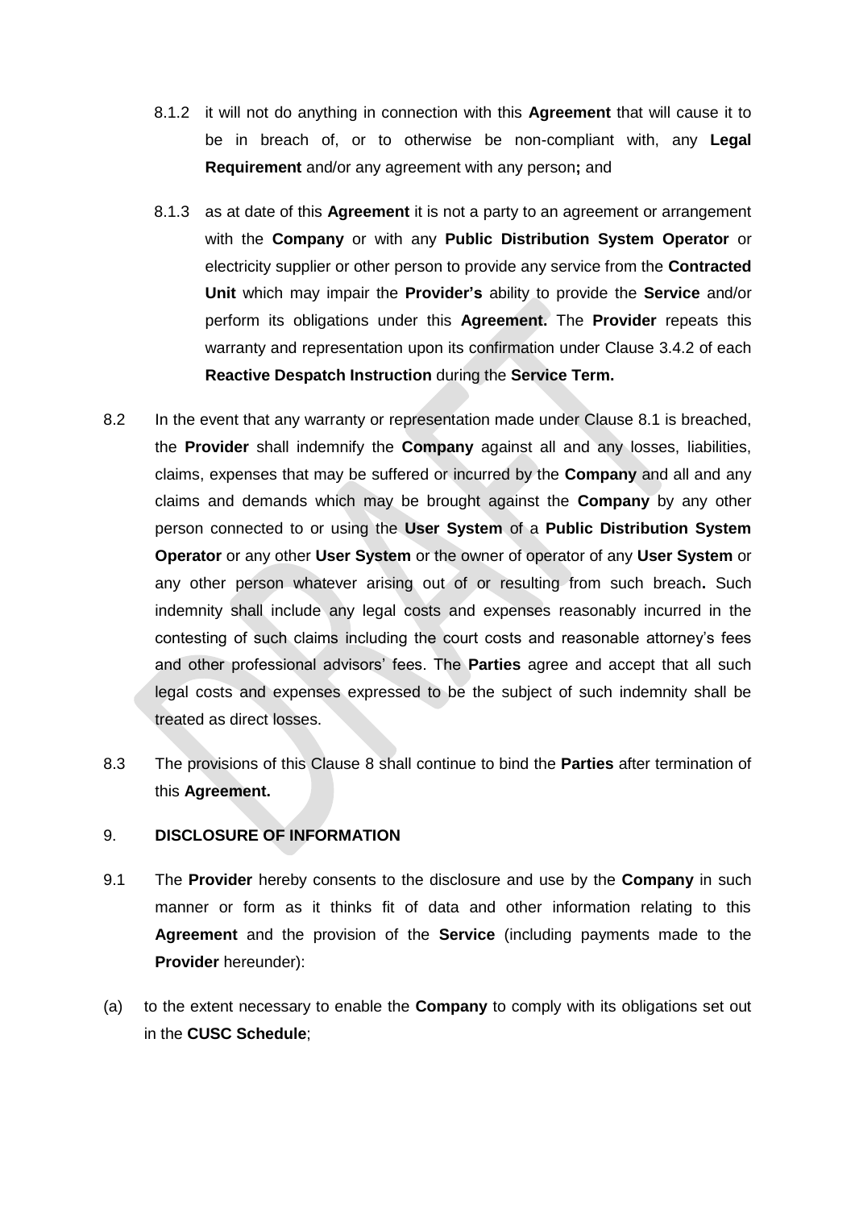8.1.2 it will not do anything in connection with this **Agreement** that will cause it to be in breach of, or to otherwise be non-compliant with, any **Legal Requirement** and/or any agreement with any person**;** and

8.1.3 as at date of this **Agreement** it is not a party to an agreement or arrangement with the **Company** or with any **Public Distribution System Operator** or electricity supplier or other person to provide any service from the **Contracted Unit** which may impair the **Provider's** ability to provide the **Service** and/or perform its obligations under this **Agreement.** The **Provider** repeats this warranty and representation upon its confirmation under Clause 3.4.2 of each **Reactive Despatch Instruction** during the **Service Term.**

8.2 In the event that any warranty or representation made under Clause 8.1 is breached, the **Provider** shall indemnify the **Company** against all and any losses, liabilities, claims, expenses that may be suffered or incurred by the **Company** and all and any claims and demands which may be brought against the **Company** by any other person connected to or using the **User System** of a **Public Distribution System Operator** or any other **User System** or the owner of operator of any **User System** or any other person whatever arising out of or resulting from such breach**.** Such indemnity shall include any legal costs and expenses reasonably incurred in the contesting of such claims including the court costs and reasonable attorney's fees and other professional advisors' fees. The **Parties** agree and accept that all such legal costs and expenses expressed to be the subject of such indemnity shall be treated as direct losses.

8.3 The provisions of this Clause 8 shall continue to bind the **Parties** after termination of this **Agreement.**

## 9. DISCLOSURE OF INFORMATION

9.1 The **Provider** hereby consents to the disclosure and use by the **Company** in such manner or form as it thinks fit of data and other information relating to this **Agreement** and the provision of the **Service** (including payments made to the **Provider** hereunder):

(a) to the extent necessary to enable the **Company** to comply with its obligations set out in the **CUSC Schedule**;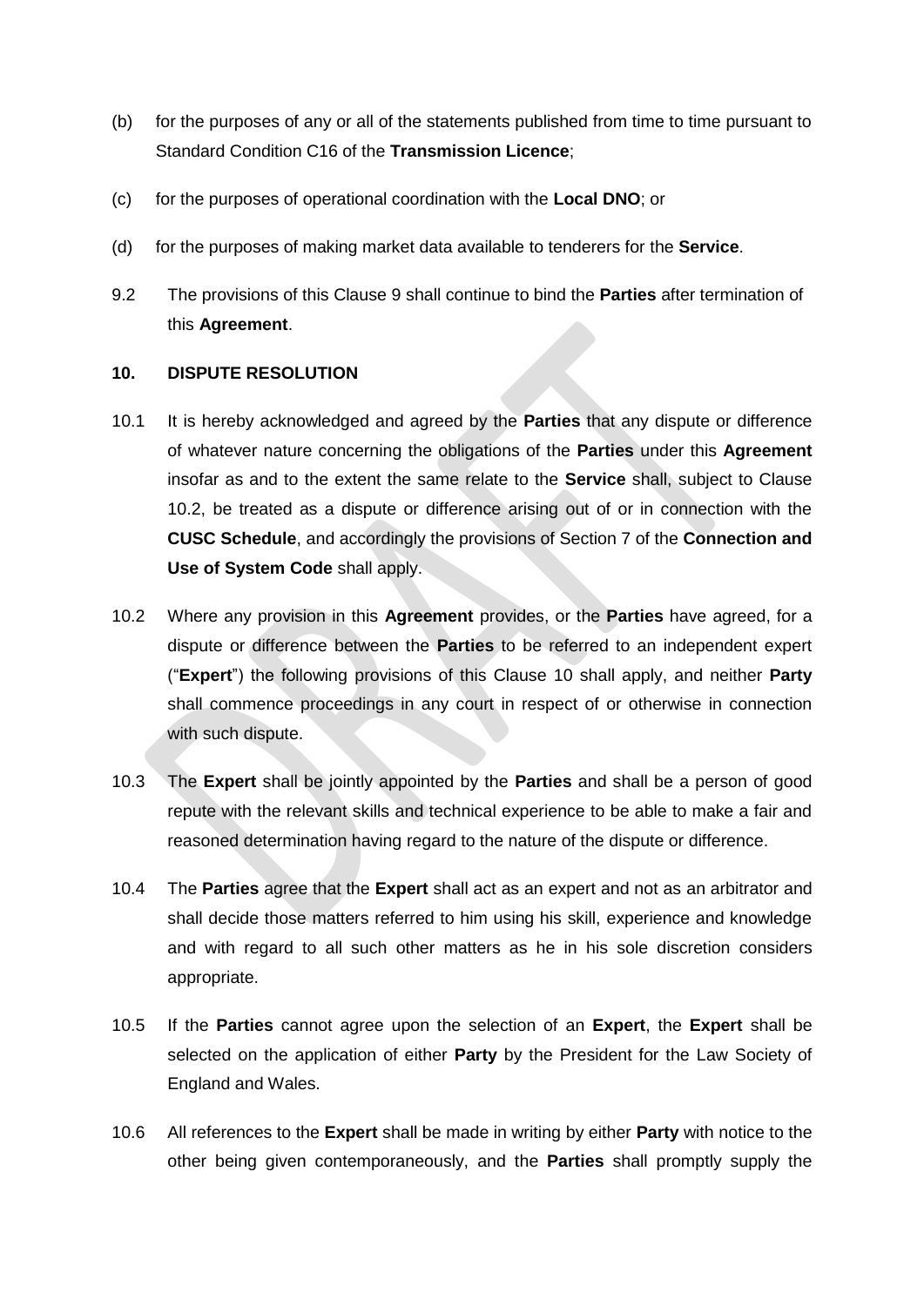(b) for the purposes of any or all of the statements published from time to time pursuant to Standard Condition C16 of the **Transmission Licence**;

(c) for the purposes of operational coordination with the **Local DNO**; or

(d) for the purposes of making market data available to tenderers for the **Service**.

9.2 The provisions of this Clause 9 shall continue to bind the **Parties** after termination of this **Agreement**.

**10. DISPUTE RESOLUTION**

10.1 It is hereby acknowledged and agreed by the **Parties** that any dispute or difference of whatever nature concerning the obligations of the **Parties** under this **Agreement** insofar as and to the extent the same relate to the **Service** shall, subject to Clause 10.2, be treated as a dispute or difference arising out of or in connection with the **CUSC Schedule**, and accordingly the provisions of Section 7 of the **Connection and Use of System Code** shall apply.

10.2 Where any provision in this **Agreement** provides, or the **Parties** have agreed, for a dispute or difference between the **Parties** to be referred to an independent expert ("**Expert**") the following provisions of this Clause 10 shall apply, and neither **Party** shall commence proceedings in any court in respect of or otherwise in connection with such dispute.

10.3 The **Expert** shall be jointly appointed by the **Parties** and shall be a person of good repute with the relevant skills and technical experience to be able to make a fair and reasoned determination having regard to the nature of the dispute or difference.

10.4 The **Parties** agree that the **Expert** shall act as an expert and not as an arbitrator and shall decide those matters referred to him using his skill, experience and knowledge and with regard to all such other matters as he in his sole discretion considers appropriate.

10.5 If the **Parties** cannot agree upon the selection of an **Expert**, the **Expert** shall be selected on the application of either **Party** by the President for the Law Society of England and Wales.

10.6 All references to the **Expert** shall be made in writing by either **Party** with notice to the other being given contemporaneously, and the **Parties** shall promptly supply the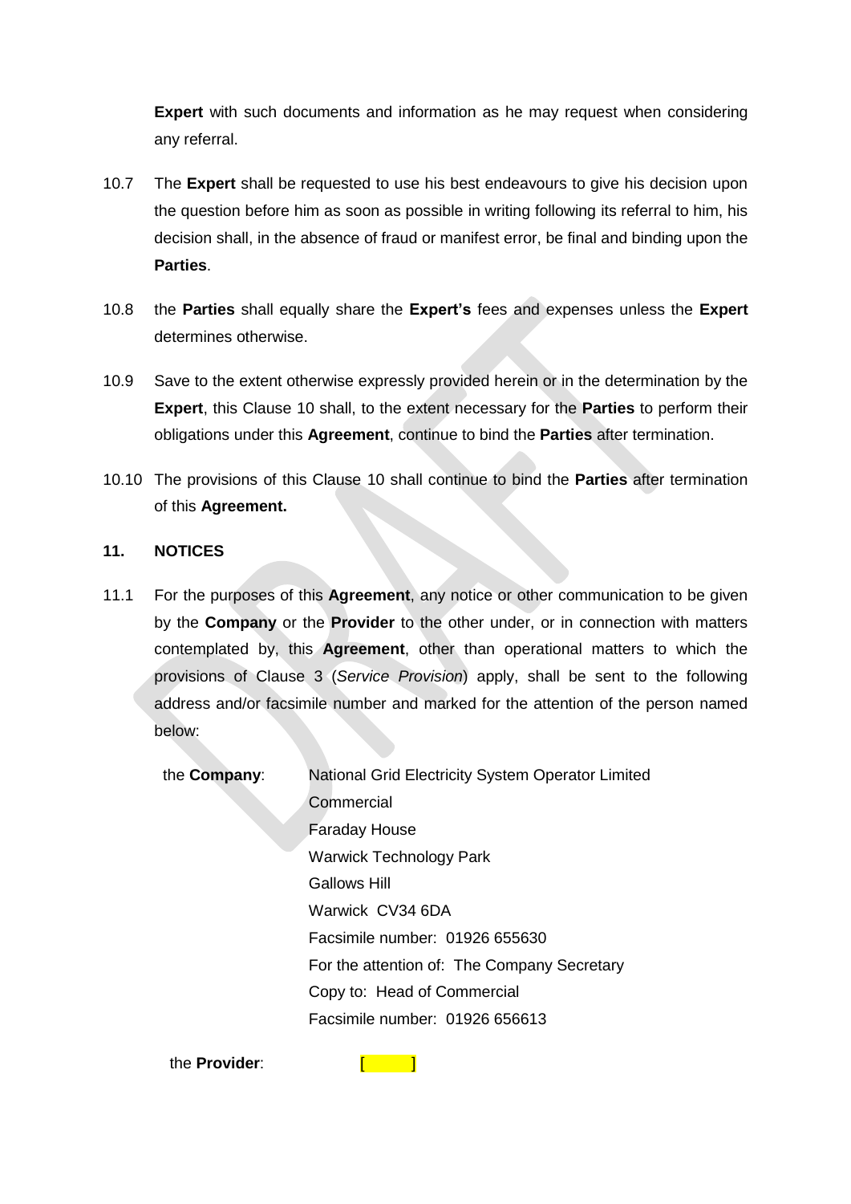**Expert** with such documents and information as he may request when considering any referral.

10.7 The **Expert** shall be requested to use his best endeavours to give his decision upon the question before him as soon as possible in writing following its referral to him, his decision shall, in the absence of fraud or manifest error, be final and binding upon the **Parties**.

10.8 the **Parties** shall equally share the **Expert's** fees and expenses unless the **Expert** determines otherwise.

10.9 Save to the extent otherwise expressly provided herein or in the determination by the **Expert**, this Clause 10 shall, to the extent necessary for the **Parties** to perform their obligations under this **Agreement**, continue to bind the **Parties** after termination.

10.10 The provisions of this Clause 10 shall continue to bind the **Parties** after termination of this **Agreement.**

## 11. NOTICES

11.1 For the purposes of this **Agreement**, any notice or other communication to be given by the **Company** or the **Provider** to the other under, or in connection with matters contemplated by, this **Agreement**, other than operational matters to which the provisions of Clause 3 (*Service Provision*) apply, shall be sent to the following address and/or facsimile number and marked for the attention of the person named below:

the **Company**: National Grid Electricity System Operator Limited
Commercial
Faraday House
Warwick Technology Park
Gallows Hill
Warwick CV34 6DA
Facsimile number: 01926 655630
For the attention of: The Company Secretary
Copy to: Head of Commercial
Facsimile number: 01926 656613

the **Provider**: [ ]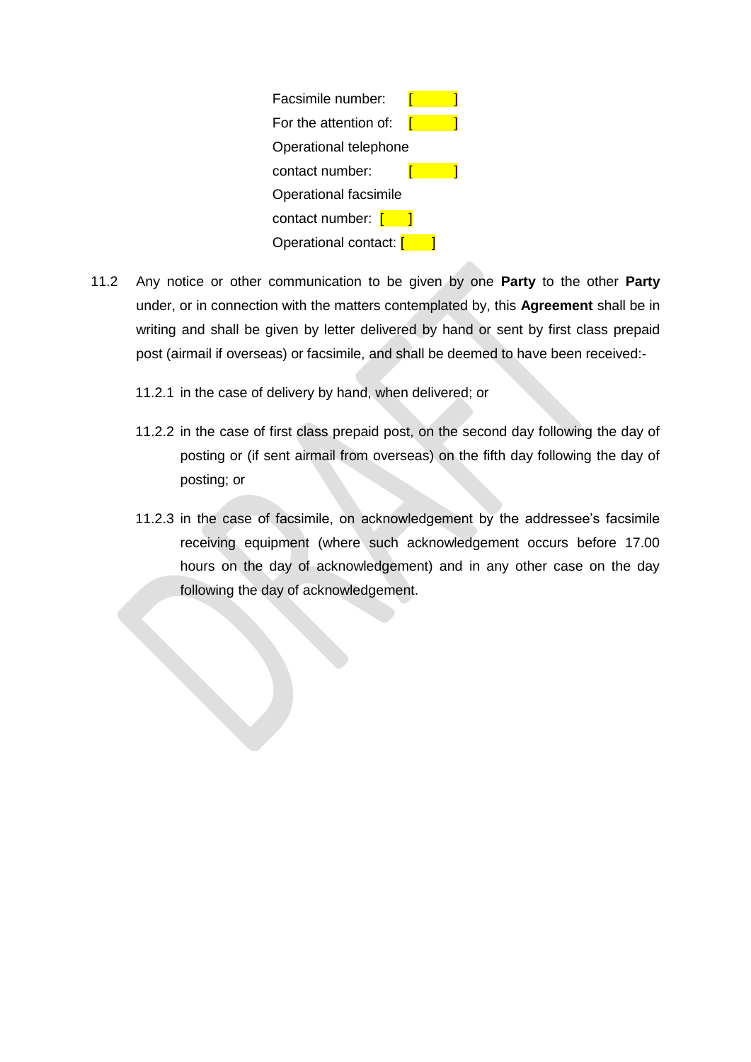Facsimile number: [ ]

For the attention of: [ ]

Operational telephone contact number: [ ]

Operational facsimile contact number: [ ]

Operational contact: [ ]

11.2 Any notice or other communication to be given by one **Party** to the other **Party** under, or in connection with the matters contemplated by, this **Agreement** shall be in writing and shall be given by letter delivered by hand or sent by first class prepaid post (airmail if overseas) or facsimile, and shall be deemed to have been received:-

11.2.1 in the case of delivery by hand, when delivered; or

11.2.2 in the case of first class prepaid post, on the second day following the day of posting or (if sent airmail from overseas) on the fifth day following the day of posting; or

11.2.3 in the case of facsimile, on acknowledgement by the addressee's facsimile receiving equipment (where such acknowledgement occurs before 17.00 hours on the day of acknowledgement) and in any other case on the day following the day of acknowledgement.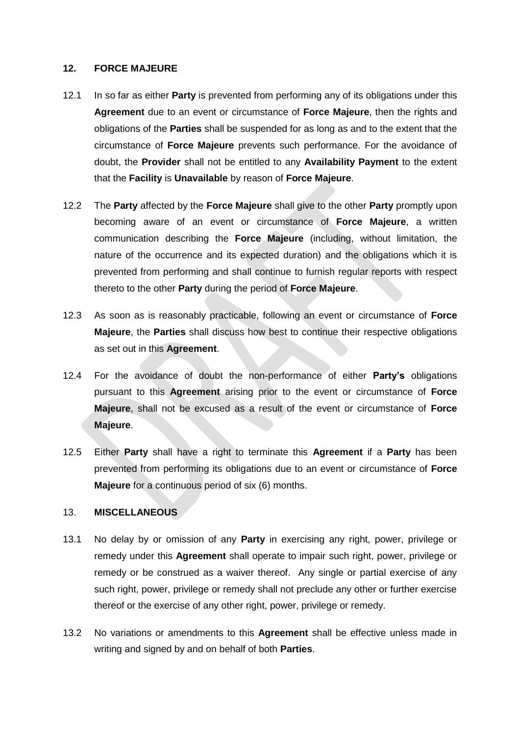## 12. FORCE MAJEURE

12.1 In so far as either **Party** is prevented from performing any of its obligations under this **Agreement** due to an event or circumstance of **Force Majeure**, then the rights and obligations of the **Parties** shall be suspended for as long as and to the extent that the circumstance of **Force Majeure** prevents such performance. For the avoidance of doubt, the **Provider** shall not be entitled to any **Availability Payment** to the extent that the **Facility** is **Unavailable** by reason of **Force Majeure**.

12.2 The **Party** affected by the **Force Majeure** shall give to the other **Party** promptly upon becoming aware of an event or circumstance of **Force Majeure**, a written communication describing the **Force Majeure** (including, without limitation, the nature of the occurrence and its expected duration) and the obligations which it is prevented from performing and shall continue to furnish regular reports with respect thereto to the other **Party** during the period of **Force Majeure**.

12.3 As soon as is reasonably practicable, following an event or circumstance of **Force Majeure**, the **Parties** shall discuss how best to continue their respective obligations as set out in this **Agreement**.

12.4 For the avoidance of doubt the non-performance of either **Party's** obligations pursuant to this **Agreement** arising prior to the event or circumstance of **Force Majeure**, shall not be excused as a result of the event or circumstance of **Force Majeure**.

12.5 Either **Party** shall have a right to terminate this **Agreement** if a **Party** has been prevented from performing its obligations due to an event or circumstance of **Force Majeure** for a continuous period of six (6) months.

## 13. MISCELLANEOUS

13.1 No delay by or omission of any **Party** in exercising any right, power, privilege or remedy under this **Agreement** shall operate to impair such right, power, privilege or remedy or be construed as a waiver thereof. Any single or partial exercise of any such right, power, privilege or remedy shall not preclude any other or further exercise thereof or the exercise of any other right, power, privilege or remedy.

13.2 No variations or amendments to this **Agreement** shall be effective unless made in writing and signed by and on behalf of both **Parties**.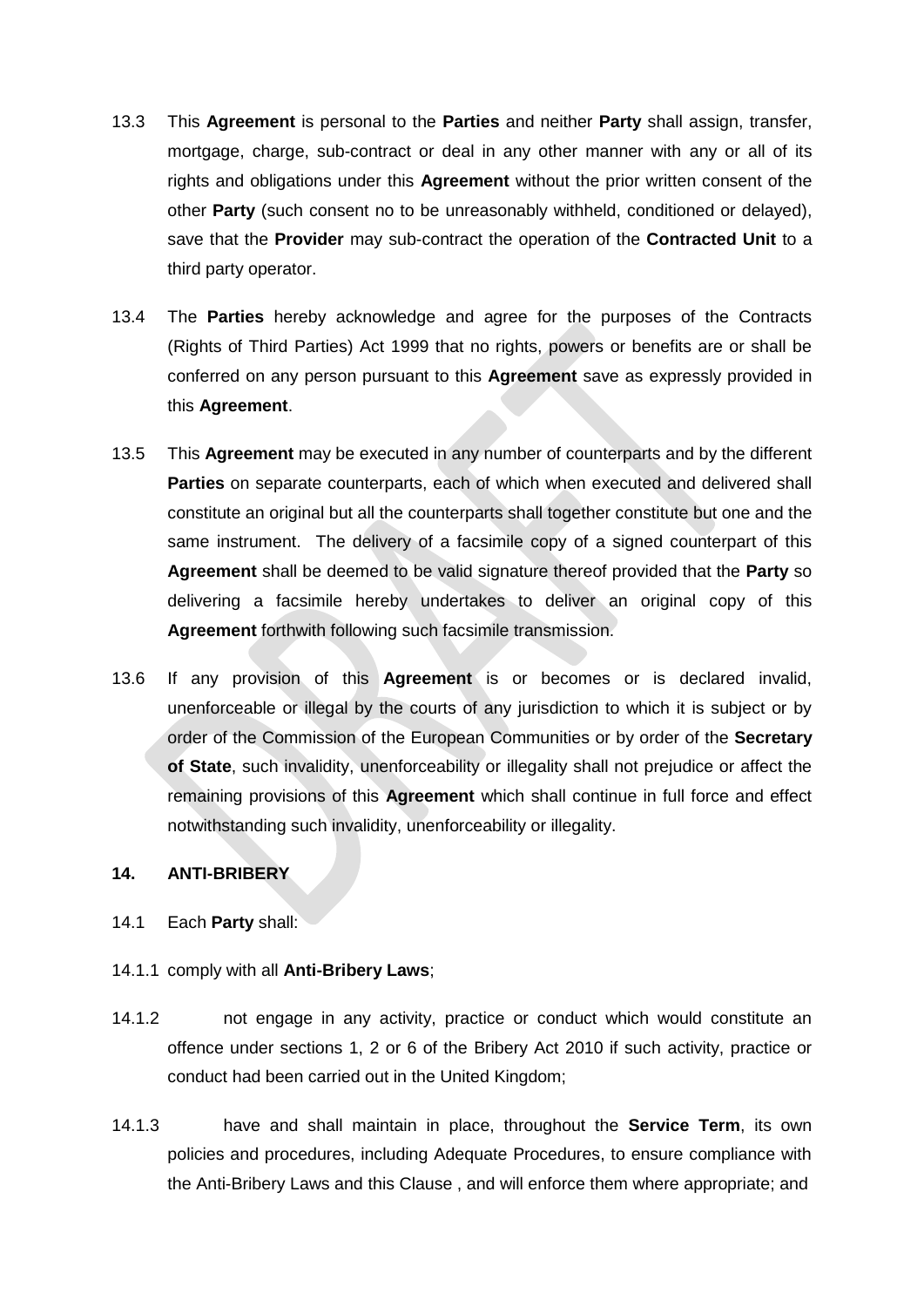13.3 This **Agreement** is personal to the **Parties** and neither **Party** shall assign, transfer, mortgage, charge, sub-contract or deal in any other manner with any or all of its rights and obligations under this **Agreement** without the prior written consent of the other **Party** (such consent no to be unreasonably withheld, conditioned or delayed), save that the **Provider** may sub-contract the operation of the **Contracted Unit** to a third party operator.

13.4 The **Parties** hereby acknowledge and agree for the purposes of the Contracts (Rights of Third Parties) Act 1999 that no rights, powers or benefits are or shall be conferred on any person pursuant to this **Agreement** save as expressly provided in this **Agreement**.

13.5 This **Agreement** may be executed in any number of counterparts and by the different **Parties** on separate counterparts, each of which when executed and delivered shall constitute an original but all the counterparts shall together constitute but one and the same instrument. The delivery of a facsimile copy of a signed counterpart of this **Agreement** shall be deemed to be valid signature thereof provided that the **Party** so delivering a facsimile hereby undertakes to deliver an original copy of this **Agreement** forthwith following such facsimile transmission.

13.6 If any provision of this **Agreement** is or becomes or is declared invalid, unenforceable or illegal by the courts of any jurisdiction to which it is subject or by order of the Commission of the European Communities or by order of the **Secretary of State**, such invalidity, unenforceability or illegality shall not prejudice or affect the remaining provisions of this **Agreement** which shall continue in full force and effect notwithstanding such invalidity, unenforceability or illegality.

**14. ANTI-BRIBERY**

14.1 Each **Party** shall:

14.1.1 comply with all **Anti-Bribery Laws**;

14.1.2 not engage in any activity, practice or conduct which would constitute an offence under sections 1, 2 or 6 of the Bribery Act 2010 if such activity, practice or conduct had been carried out in the United Kingdom;

14.1.3 have and shall maintain in place, throughout the **Service Term**, its own policies and procedures, including Adequate Procedures, to ensure compliance with the Anti-Bribery Laws and this Clause , and will enforce them where appropriate; and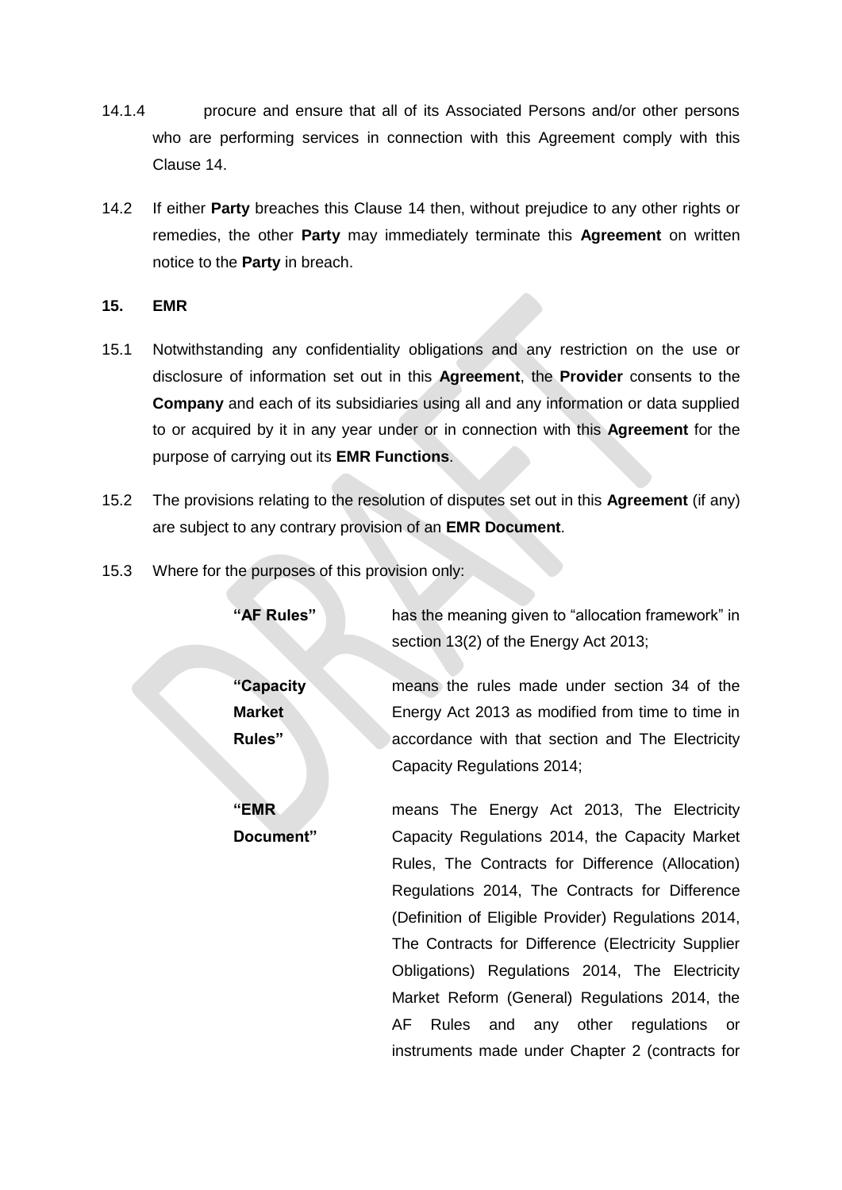14.1.4 procure and ensure that all of its Associated Persons and/or other persons who are performing services in connection with this Agreement comply with this Clause 14.

14.2 If either **Party** breaches this Clause 14 then, without prejudice to any other rights or remedies, the other **Party** may immediately terminate this **Agreement** on written notice to the **Party** in breach.

**15. EMR**

15.1 Notwithstanding any confidentiality obligations and any restriction on the use or disclosure of information set out in this **Agreement**, the **Provider** consents to the **Company** and each of its subsidiaries using all and any information or data supplied to or acquired by it in any year under or in connection with this **Agreement** for the purpose of carrying out its **EMR Functions**.

15.2 The provisions relating to the resolution of disputes set out in this **Agreement** (if any) are subject to any contrary provision of an **EMR Document**.

15.3 Where for the purposes of this provision only:

**"AF Rules"** has the meaning given to "allocation framework" in section 13(2) of the Energy Act 2013;

**"Capacity Market Rules"** means the rules made under section 34 of the Energy Act 2013 as modified from time to time in accordance with that section and The Electricity Capacity Regulations 2014;

**"EMR Document"** means The Energy Act 2013, The Electricity Capacity Regulations 2014, the Capacity Market Rules, The Contracts for Difference (Allocation) Regulations 2014, The Contracts for Difference (Definition of Eligible Provider) Regulations 2014, The Contracts for Difference (Electricity Supplier Obligations) Regulations 2014, The Electricity Market Reform (General) Regulations 2014, the AF Rules and any other regulations or instruments made under Chapter 2 (contracts for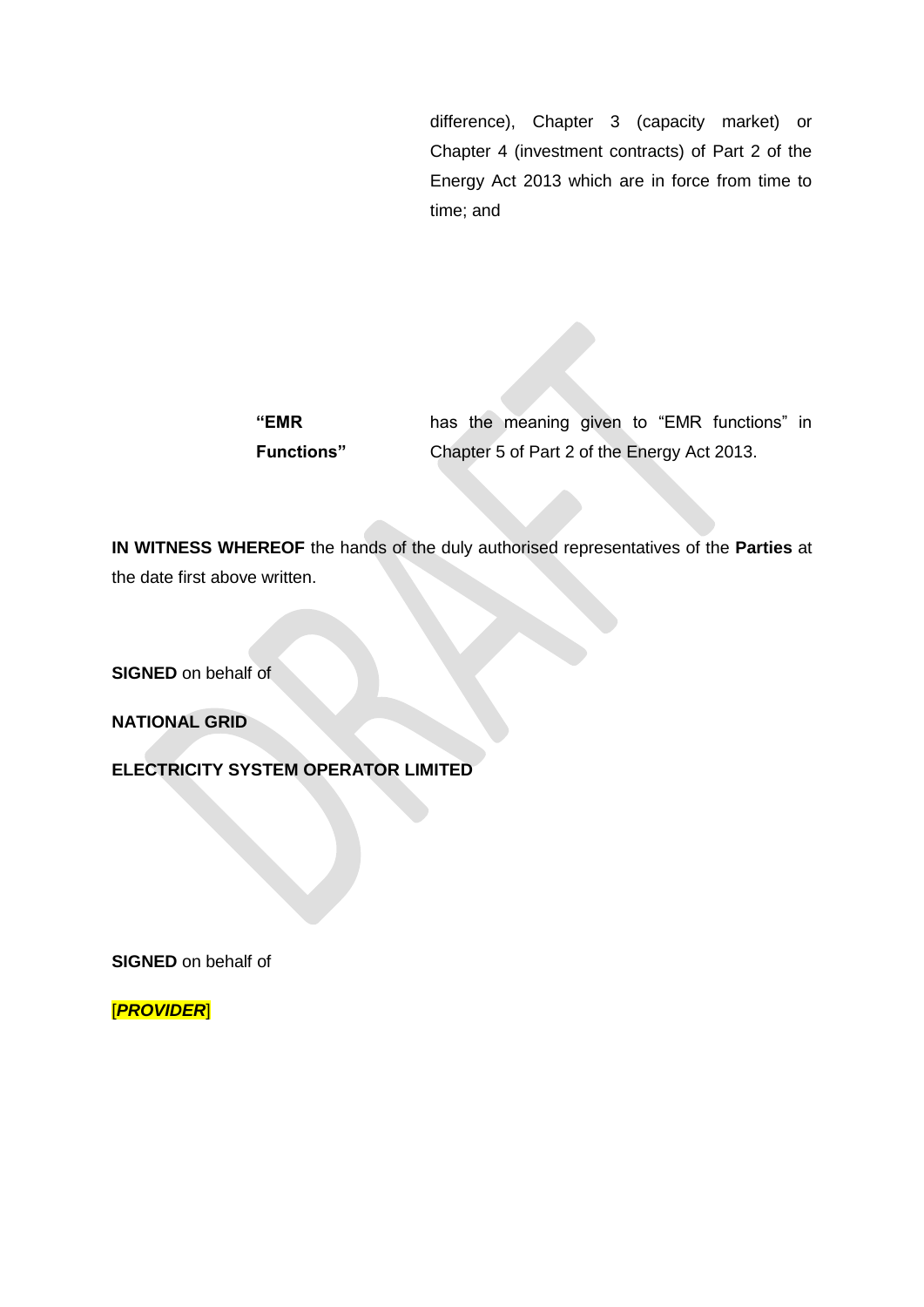difference), Chapter 3 (capacity market) or Chapter 4 (investment contracts) of Part 2 of the Energy Act 2013 which are in force from time to time; and

| | |
|---|---|
| **"EMR Functions"** | has the meaning given to "EMR functions" in Chapter 5 of Part 2 of the Energy Act 2013. |

**IN WITNESS WHEREOF** the hands of the duly authorised representatives of the **Parties** at the date first above written.

**SIGNED** on behalf of

**NATIONAL GRID**

**ELECTRICITY SYSTEM OPERATOR LIMITED**

**SIGNED** on behalf of

[***PROVIDER***]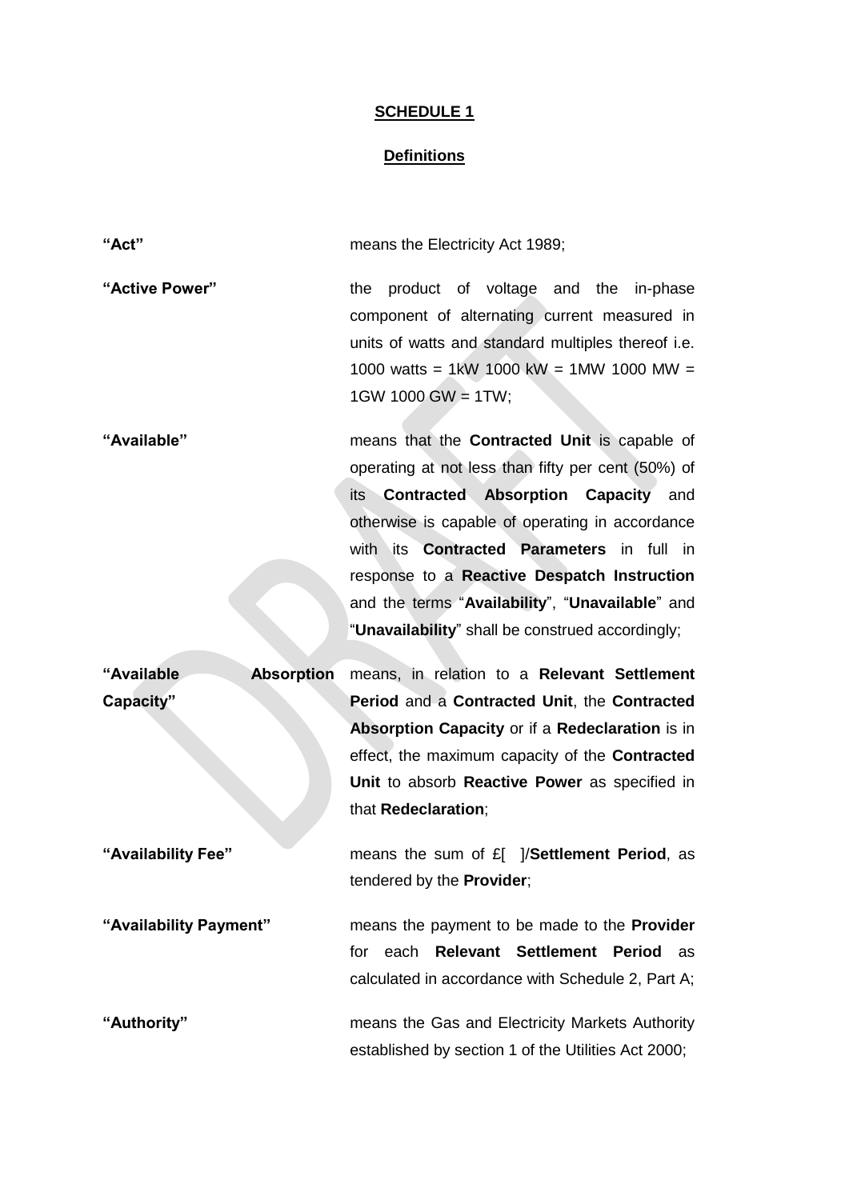**SCHEDULE 1**

**Definitions**

| | |
|---|---|
| **"Act"** | means the Electricity Act 1989; |
| **"Active Power"** | the product of voltage and the in-phase component of alternating current measured in units of watts and standard multiples thereof i.e. 1000 watts = 1kW 1000 kW = 1MW 1000 MW = 1GW 1000 GW = 1TW; |
| **"Available"** | means that the **Contracted Unit** is capable of operating at not less than fifty per cent (50%) of its **Contracted Absorption Capacity** and otherwise is capable of operating in accordance with its **Contracted Parameters** in full in response to a **Reactive Despatch Instruction** and the terms "**Availability**", "**Unavailable**" and "**Unavailability**" shall be construed accordingly; |
| **"Available Absorption Capacity"** | means, in relation to a **Relevant Settlement Period** and a **Contracted Unit**, the **Contracted Absorption Capacity** or if a **Redeclaration** is in effect, the maximum capacity of the **Contracted Unit** to absorb **Reactive Power** as specified in that **Redeclaration**; |
| **"Availability Fee"** | means the sum of £[ ]/**Settlement Period**, as tendered by the **Provider**; |
| **"Availability Payment"** | means the payment to be made to the **Provider** for each **Relevant Settlement Period** as calculated in accordance with Schedule 2, Part A; |
| **"Authority"** | means the Gas and Electricity Markets Authority established by section 1 of the Utilities Act 2000; |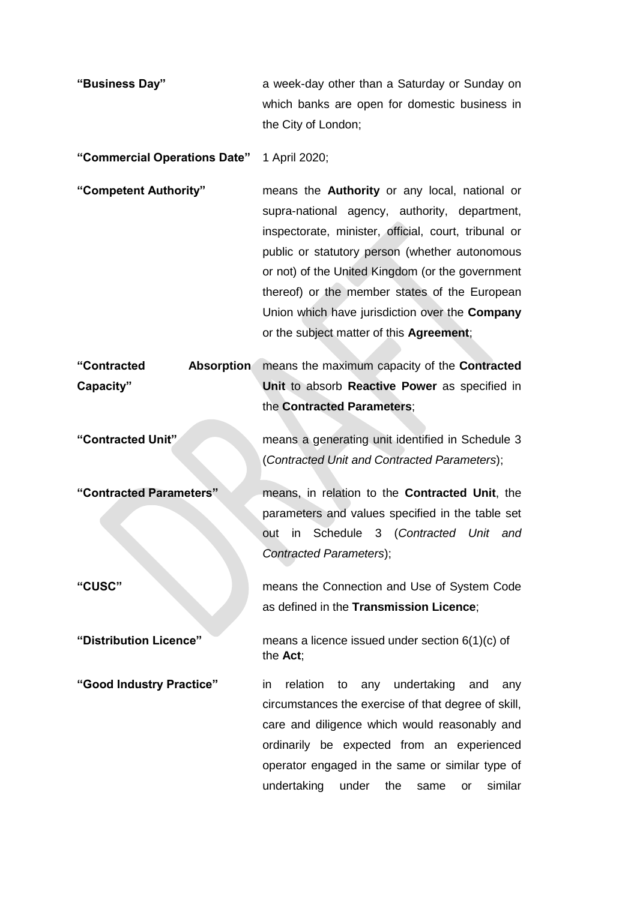| | |
|---|---|
| **"Business Day"** | a week-day other than a Saturday or Sunday on which banks are open for domestic business in the City of London; |
| **"Commercial Operations Date"** | 1 April 2020; |
| **"Competent Authority"** | means the **Authority** or any local, national or supra-national agency, authority, department, inspectorate, minister, official, court, tribunal or public or statutory person (whether autonomous or not) of the United Kingdom (or the government thereof) or the member states of the European Union which have jurisdiction over the **Company** or the subject matter of this **Agreement**; |
| **"Contracted Absorption Capacity"** | means the maximum capacity of the **Contracted Unit** to absorb **Reactive Power** as specified in the **Contracted Parameters**; |
| **"Contracted Unit"** | means a generating unit identified in Schedule 3 (*Contracted Unit and Contracted Parameters*); |
| **"Contracted Parameters"** | means, in relation to the **Contracted Unit**, the parameters and values specified in the table set out in Schedule 3 (*Contracted Unit and Contracted Parameters*); |
| **"CUSC"** | means the Connection and Use of System Code as defined in the **Transmission Licence**; |
| **"Distribution Licence"** | means a licence issued under section 6(1)(c) of the **Act**; |
| **"Good Industry Practice"** | in relation to any undertaking and any circumstances the exercise of that degree of skill, care and diligence which would reasonably and ordinarily be expected from an experienced operator engaged in the same or similar type of undertaking under the same or similar |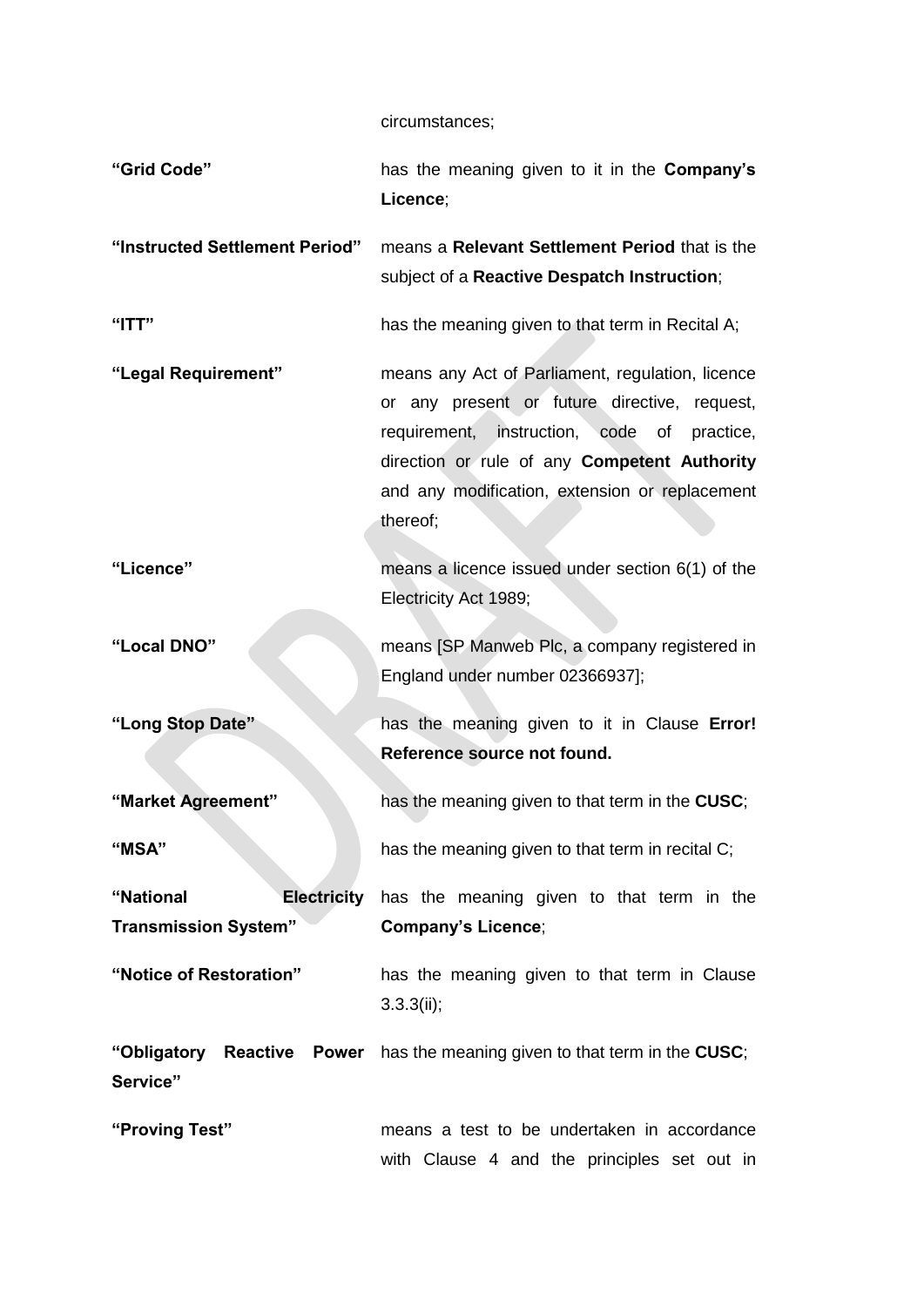circumstances;

| | |
|---|---|
| **“Grid Code”** | has the meaning given to it in the **Company’s Licence**; |
| **“Instructed Settlement Period”** | means a **Relevant Settlement Period** that is the subject of a **Reactive Despatch Instruction**; |
| **“ITT”** | has the meaning given to that term in Recital A; |
| **“Legal Requirement”** | means any Act of Parliament, regulation, licence or any present or future directive, request, requirement, instruction, code of practice, direction or rule of any **Competent Authority** and any modification, extension or replacement thereof; |
| **“Licence”** | means a licence issued under section 6(1) of the Electricity Act 1989; |
| **“Local DNO”** | means [SP Manweb Plc, a company registered in England under number 02366937]; |
| **“Long Stop Date”** | has the meaning given to it in Clause **Error! Reference source not found.** |
| **“Market Agreement”** | has the meaning given to that term in the **CUSC**; |
| **“MSA”** | has the meaning given to that term in recital C; |
| **“National Electricity Transmission System”** | has the meaning given to that term in the **Company’s Licence**; |
| **“Notice of Restoration”** | has the meaning given to that term in Clause 3.3.3(ii); |
| **“Obligatory Reactive Power Service”** | has the meaning given to that term in the **CUSC**; |
| **“Proving Test”** | means a test to be undertaken in accordance with Clause 4 and the principles set out in |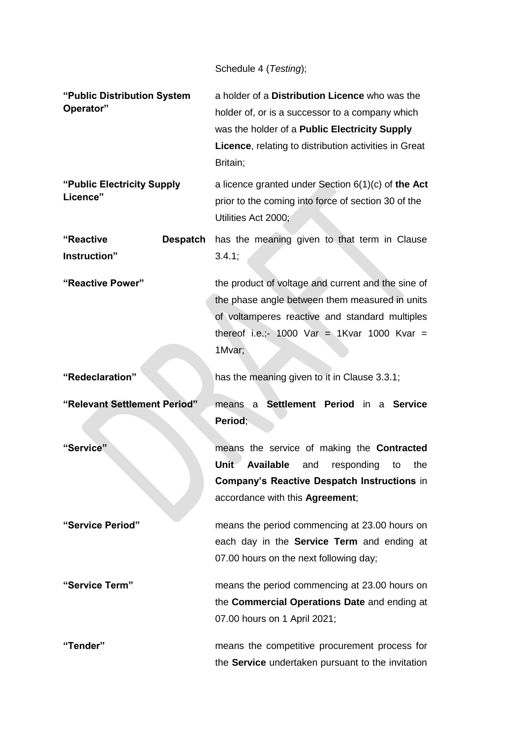Schedule 4 (*Testing*);

| | |
|---|---|
| **"Public Distribution System Operator"** | a holder of a **Distribution Licence** who was the holder of, or is a successor to a company which was the holder of a **Public Electricity Supply Licence**, relating to distribution activities in Great Britain; |
| **"Public Electricity Supply Licence"** | a licence granted under Section 6(1)(c) of **the Act** prior to the coming into force of section 30 of the Utilities Act 2000; |
| **"Reactive Despatch Instruction"** | has the meaning given to that term in Clause 3.4.1; |
| **"Reactive Power"** | the product of voltage and current and the sine of the phase angle between them measured in units of voltamperes reactive and standard multiples thereof i.e.:- 1000 Var = 1Kvar 1000 Kvar = 1Mvar; |
| **"Redeclaration"** | has the meaning given to it in Clause 3.3.1; |
| **"Relevant Settlement Period"** | means a **Settlement Period** in a **Service Period**; |
| **"Service"** | means the service of making the **Contracted Unit Available** and responding to the **Company's Reactive Despatch Instructions** in accordance with this **Agreement**; |
| **"Service Period"** | means the period commencing at 23.00 hours on each day in the **Service Term** and ending at 07.00 hours on the next following day; |
| **"Service Term"** | means the period commencing at 23.00 hours on the **Commercial Operations Date** and ending at 07.00 hours on 1 April 2021; |
| **"Tender"** | means the competitive procurement process for the **Service** undertaken pursuant to the invitation |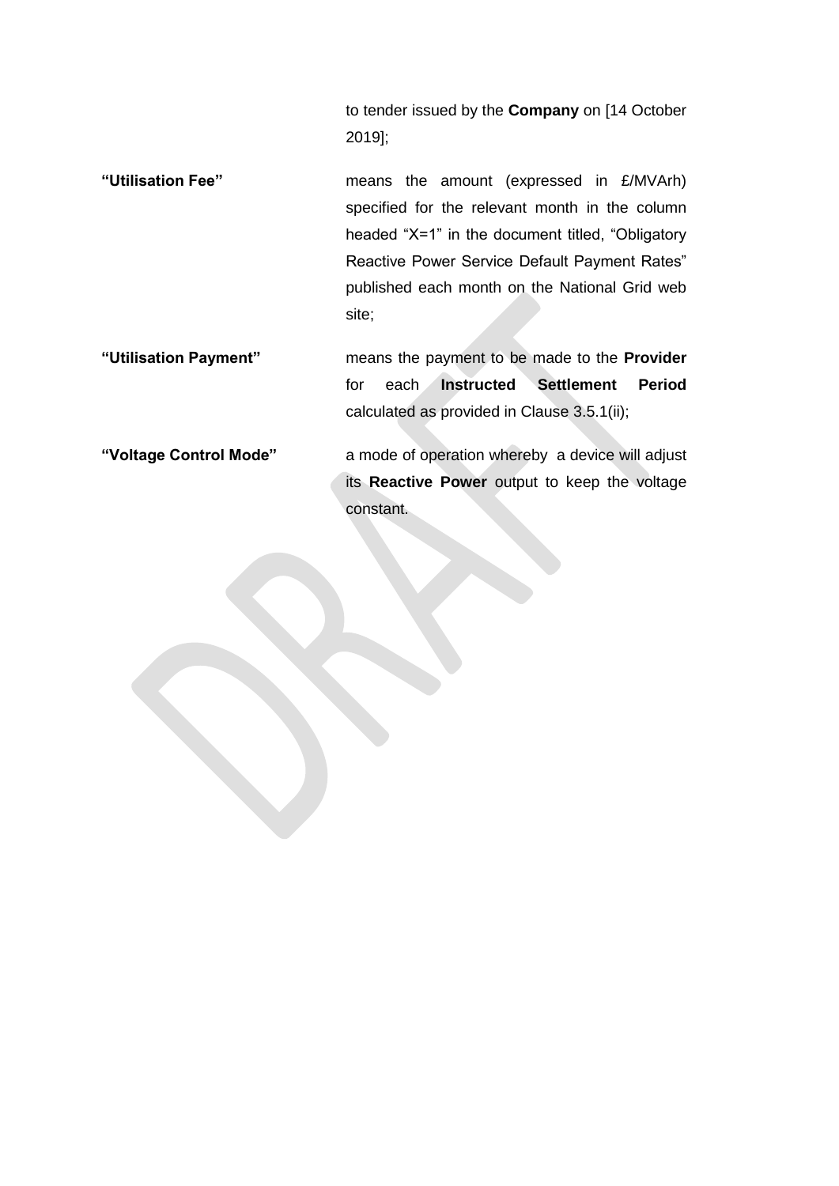to tender issued by the **Company** on [14 October 2019];

**"Utilisation Fee"** means the amount (expressed in £/MVArh) specified for the relevant month in the column headed "X=1" in the document titled, "Obligatory Reactive Power Service Default Payment Rates" published each month on the National Grid web site;

**"Utilisation Payment"** means the payment to be made to the **Provider** for each **Instructed Settlement Period** calculated as provided in Clause 3.5.1(ii);

**"Voltage Control Mode"** a mode of operation whereby a device will adjust its **Reactive Power** output to keep the voltage constant.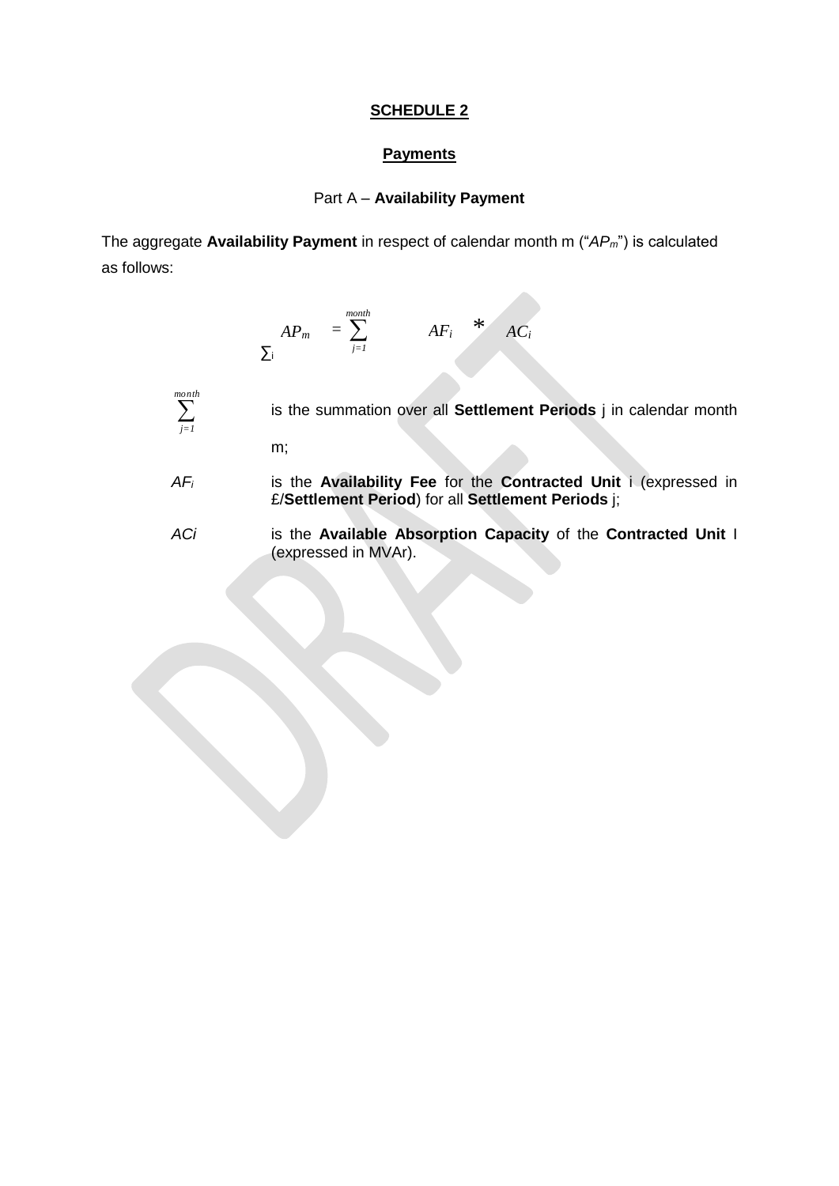## SCHEDULE 2

### Payments

Part A – **Availability Payment**

The aggregate **Availability Payment** in respect of calendar month m ("$AP_m$") is calculated as follows:

$$AP_m = \sum_i \sum_{j=1}^{month} AF_i * AC_i$$

| | |
|---|---|
| $\sum_{j=1}^{month}$ | is the summation over all **Settlement Periods** j in calendar month m; |
| $AF_i$ | is the **Availability Fee** for the **Contracted Unit** i (expressed in £/**Settlement Period**) for all **Settlement Periods** j; |
| $ACi$ | is the **Available Absorption Capacity** of the **Contracted Unit** I (expressed in MVAr). |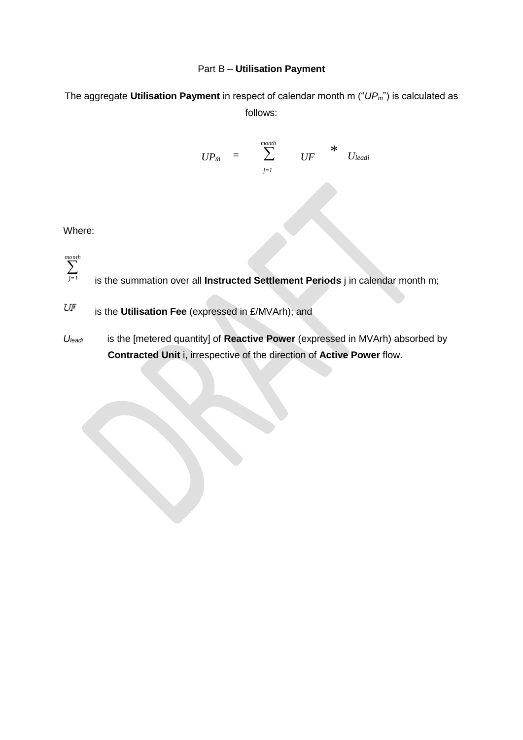Part B – **Utilisation Payment**

The aggregate **Utilisation Payment** in respect of calendar month m ("$UP_m$") is calculated as follows:

$$UP_m = \sum_{j=1}^{month} UF * U_{leadi}$$

Where:

$\sum_{j=1}^{month}$ is the summation over all **Instructed Settlement Periods** j in calendar month m;

$UF$ is the **Utilisation Fee** (expressed in £/MVArh); and

$U_{leadi}$ is the [metered quantity] of **Reactive Power** (expressed in MVArh) absorbed by **Contracted Unit** i, irrespective of the direction of **Active Power** flow.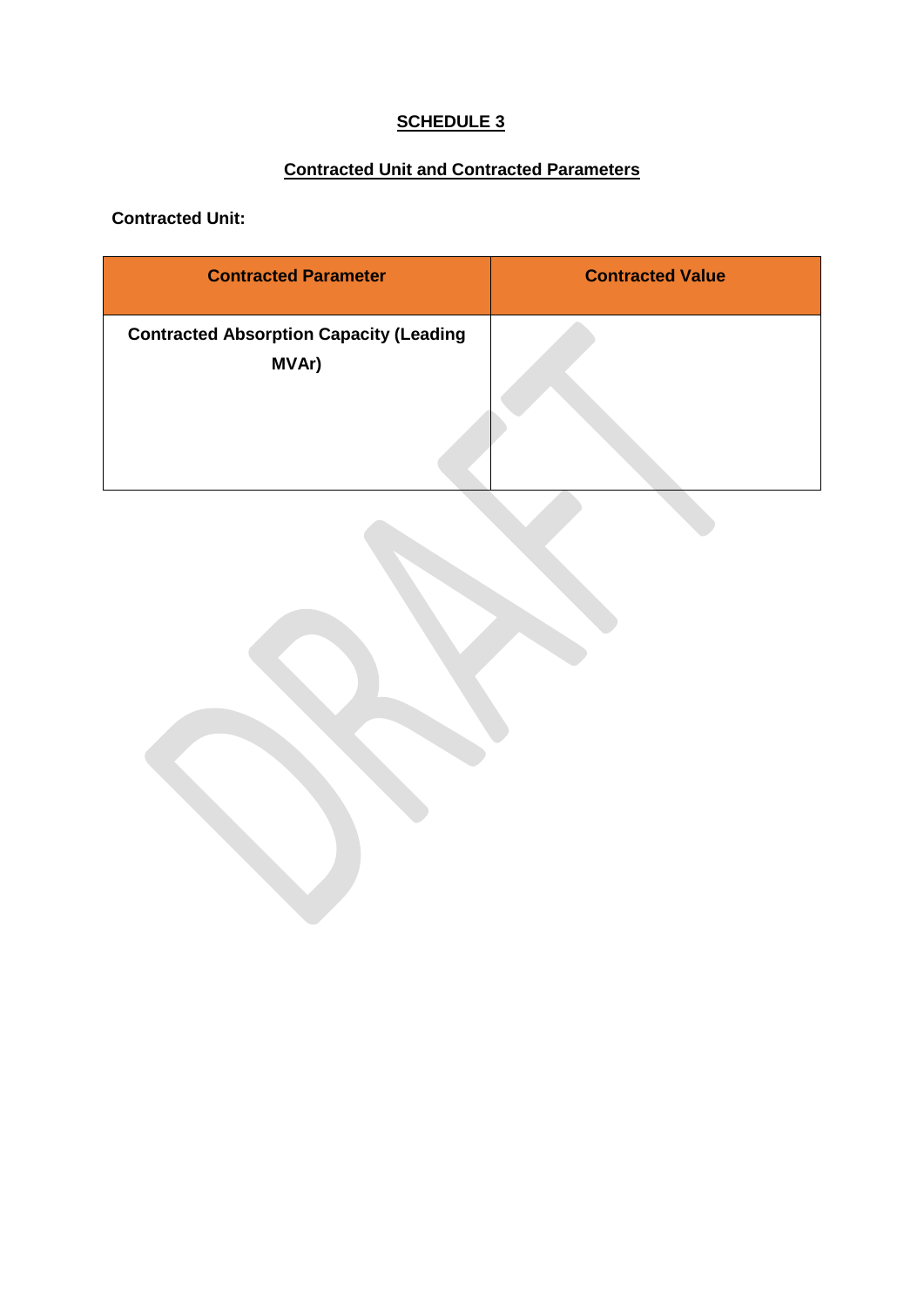# SCHEDULE 3

## Contracted Unit and Contracted Parameters

**Contracted Unit:**

| Contracted Parameter | Contracted Value |
|---|---|
| **Contracted Absorption Capacity (Leading MVAr)** | |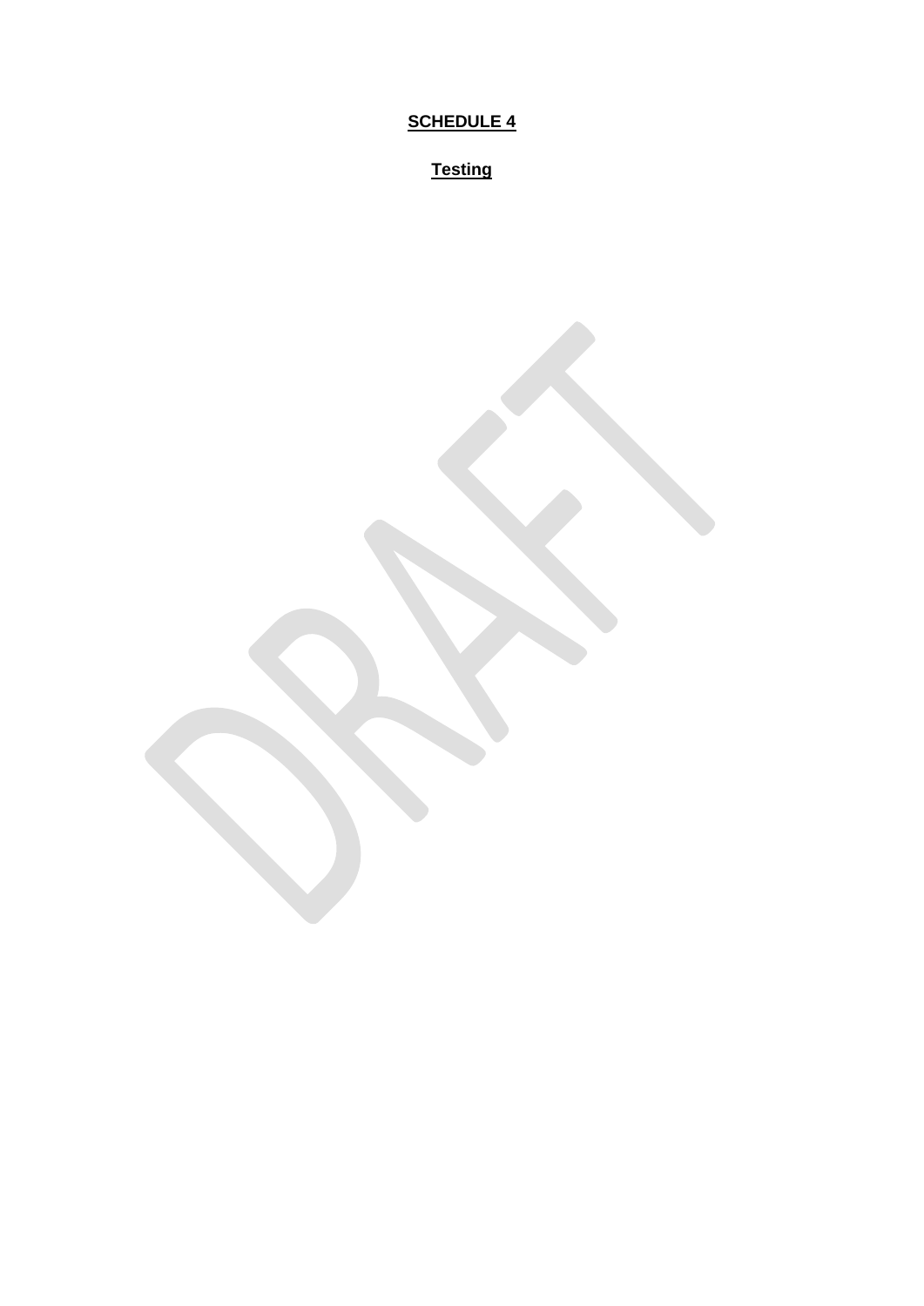**SCHEDULE 4**

**Testing**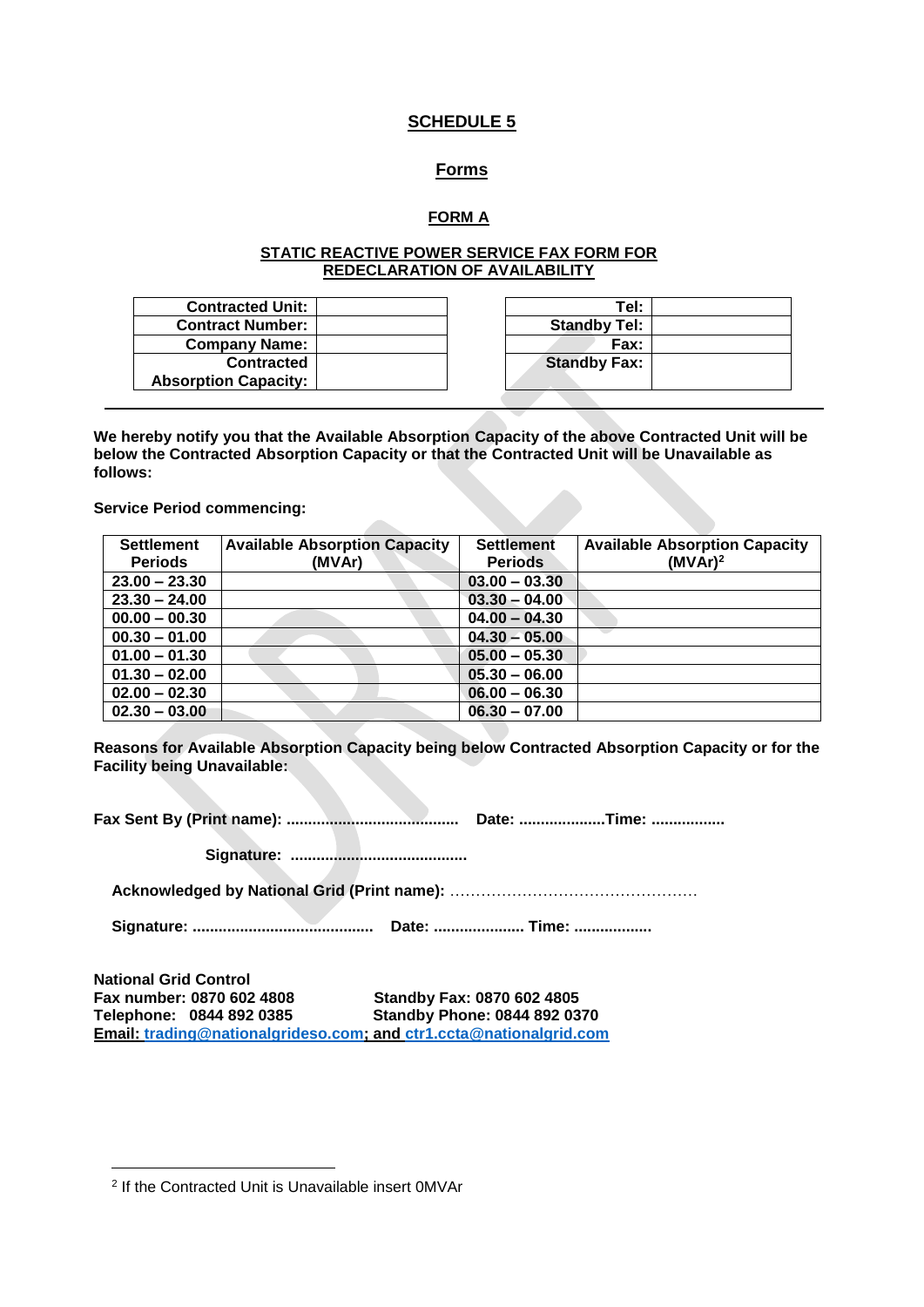# SCHEDULE 5

## Forms

### FORM A

#### STATIC REACTIVE POWER SERVICE FAX FORM FOR REDECLARATION OF AVAILABILITY

| | |
|---|---|
| **Contracted Unit:** | |
| **Contract Number:** | |
| **Company Name:** | |
| **Contracted Absorption Capacity:** | |

| | |
|---|---|
| **Tel:** | |
| **Standby Tel:** | |
| **Fax:** | |
| **Standby Fax:** | |

---

**We hereby notify you that the Available Absorption Capacity of the above Contracted Unit will be below the Contracted Absorption Capacity or that the Contracted Unit will be Unavailable as follows:**

**Service Period commencing:**

| Settlement Periods | Available Absorption Capacity (MVAr) | Settlement Periods | Available Absorption Capacity (MVAr)[2] |
|---|---|---|---|
| **23.00 – 23.30** | | **03.00 – 03.30** | |
| **23.30 – 24.00** | | **03.30 – 04.00** | |
| **00.00 – 00.30** | | **04.00 – 04.30** | |
| **00.30 – 01.00** | | **04.30 – 05.00** | |
| **01.00 – 01.30** | | **05.00 – 05.30** | |
| **01.30 – 02.00** | | **05.30 – 06.00** | |
| **02.00 – 02.30** | | **06.00 – 06.30** | |
| **02.30 – 03.00** | | **06.30 – 07.00** | |

**Reasons for Available Absorption Capacity being below Contracted Absorption Capacity or for the Facility being Unavailable:**

**Fax Sent By (Print name): .......................................  Date: ...................Time: ................**

**Signature: ........................................**

**Acknowledged by National Grid (Print name):** ………………………………………….

**Signature: .........................................  Date: .................... Time: .................**

**National Grid Control**
**Fax number: 0870 602 4808** **Standby Fax: 0870 602 4805**
**Telephone: 0844 892 0385** **Standby Phone: 0844 892 0370**
**Email: trading@nationalgrideso.com; and ctr1.ccta@nationalgrid.com**

---

[2] If the Contracted Unit is Unavailable insert 0MVAr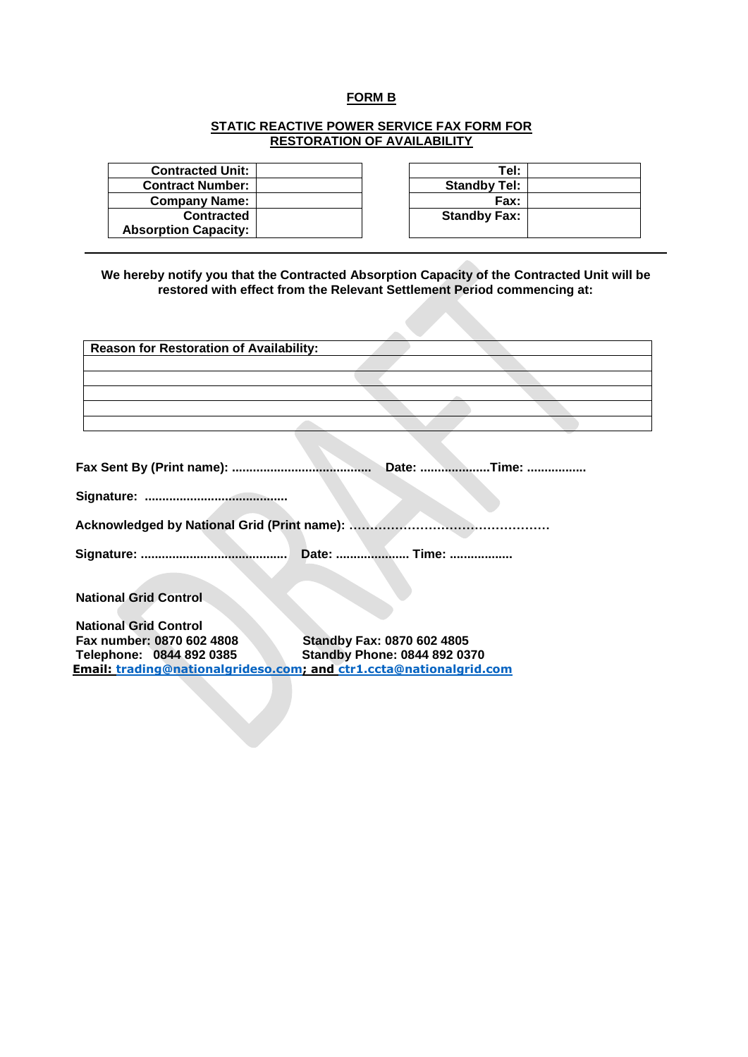**FORM B**

**STATIC REACTIVE POWER SERVICE FAX FORM FOR RESTORATION OF AVAILABILITY**

| | |
|---|---|
| **Contracted Unit:** | |
| **Contract Number:** | |
| **Company Name:** | |
| **Contracted Absorption Capacity:** | |

| | |
|---|---|
| **Tel:** | |
| **Standby Tel:** | |
| **Fax:** | |
| **Standby Fax:** | |

---

**We hereby notify you that the Contracted Absorption Capacity of the Contracted Unit will be restored with effect from the Relevant Settlement Period commencing at:**

| **Reason for Restoration of Availability:** |
|---|
| |
| |
| |
| |
| |

**Fax Sent By (Print name): ........................................ Date: ....................Time: .................**

**Signature: .........................................**

**Acknowledged by National Grid (Print name): …………………………………………**

**Signature: .......................................... Date: ..................... Time: ..................**

**National Grid Control**

**National Grid Control**
**Fax number: 0870 602 4808** **Standby Fax: 0870 602 4805**
**Telephone: 0844 892 0385** **Standby Phone: 0844 892 0370**
**Email: trading@nationalgrideso.com; and ctr1.ccta@nationalgrid.com**